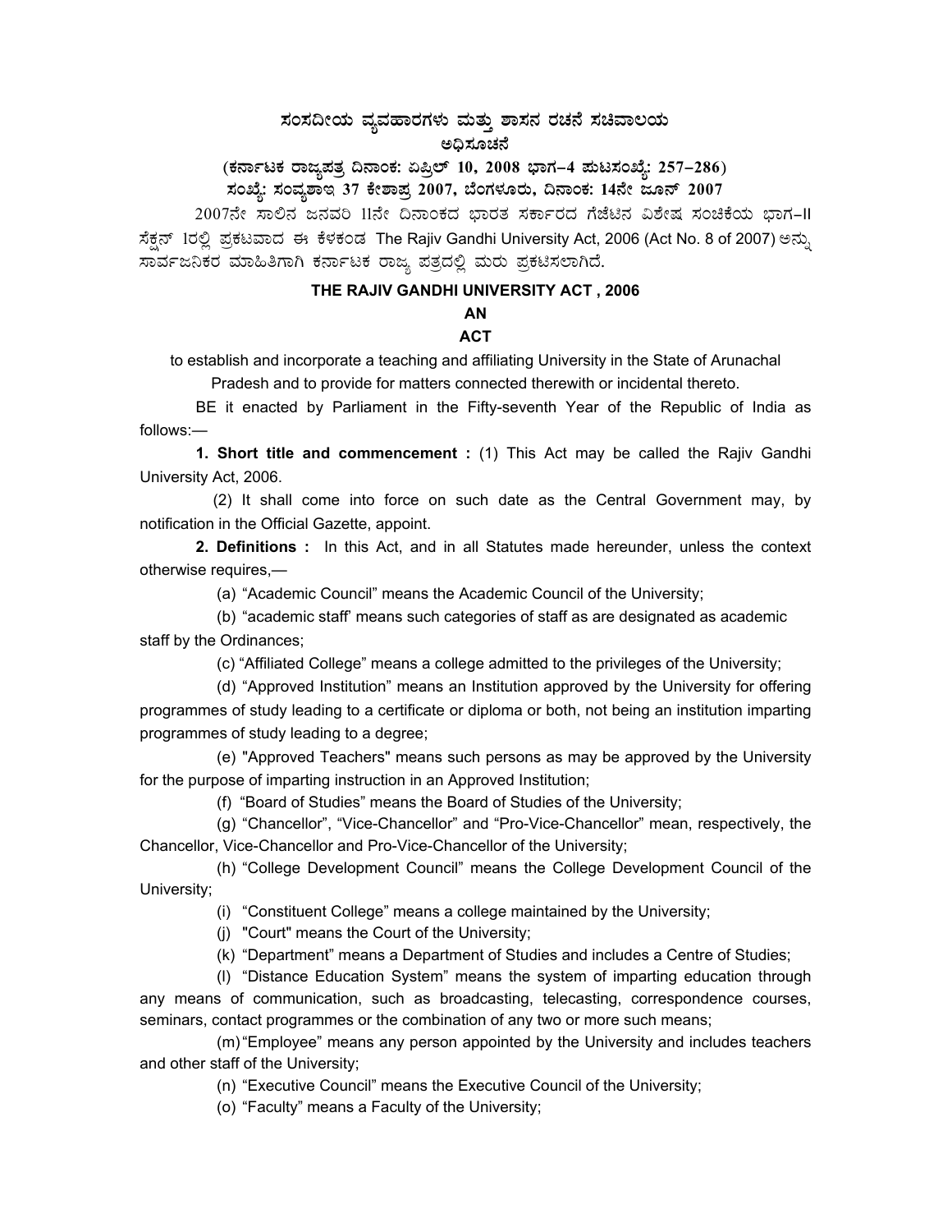# ಸಂಸದೀಯ ವ್ಯವಹಾರಗಳು ಮತ್ತು ಶಾಸನ ರಚನೆ ಸಚಿವಾಲಯ

## ಅಧಿಸೂಚನೆ

**(ಕರ್ನಾಟಕ ರಾಜ್ಯಪತ್ರ ದಿನಾಂಕ: ಏಪ್ರಿಲ್ 10, 2008 ಭಾಗ–4 ಪುಟಸಂಖ್ಯೆ: 257–286)**

**ಸಂಖ್ಯೆ: ಸಂವ್ಯಶಾಇ 37 ಕೇಶಾಪ್ರ 2007, ಬೆಂಗಳೂರು, ದಿನಾಂಕ: 14ನೇ ಜೂನ್ 2007**

2007ನೇ ಸಾಲಿನ ಜನವರಿ 11ನೇ ದಿನಾಂಕದ ಭಾರತ ಸರ್ಕಾರದ ಗೆಜೆಟಿನ ವಿಶೇಷ ಸಂಚಿಕೆಯ ಭಾಗ–II ಸೆಕ್ಷನ್ 1ರಲ್ಲಿ ಪ್ರಕಟವಾದ ಈ ಕೆಳಕಂಡ The Rajiv Gandhi University Act, 2006 (Act No. 8 of 2007) ಅನ್ನು ಸಾರ್ವಜನಿಕರ ಮಾಹಿತಿಗಾಗಿ ಕರ್ನಾಟಕ ರಾಜ್ಯ ಪತ್ರದಲ್ಲಿ ಮರು ಪ್ರಕಟಿಸಲಾಗಿದೆ.

# THE RAJIV GANDHI UNIVERSITY ACT , 2006

## AN

## ACT

to establish and incorporate a teaching and affiliating University in the State of Arunachal Pradesh and to provide for matters connected therewith or incidental thereto.

BE it enacted by Parliament in the Fifty-seventh Year of the Republic of India as follows:—

**1. Short title and commencement :** (1) This Act may be called the Rajiv Gandhi University Act, 2006.

(2) It shall come into force on such date as the Central Government may, by notification in the Official Gazette, appoint.

**2. Definitions :** In this Act, and in all Statutes made hereunder, unless the context otherwise requires,—

(a) "Academic Council" means the Academic Council of the University;

(b) "academic staff' means such categories of staff as are designated as academic staff by the Ordinances;

(c) "Affiliated College" means a college admitted to the privileges of the University;

(d) "Approved Institution" means an Institution approved by the University for offering programmes of study leading to a certificate or diploma or both, not being an institution imparting programmes of study leading to a degree;

(e) "Approved Teachers" means such persons as may be approved by the University for the purpose of imparting instruction in an Approved Institution;

(f) "Board of Studies" means the Board of Studies of the University;

(g) "Chancellor", "Vice-Chancellor" and "Pro-Vice-Chancellor" mean, respectively, the Chancellor, Vice-Chancellor and Pro-Vice-Chancellor of the University;

(h) "College Development Council" means the College Development Council of the University;

(i) "Constituent College" means a college maintained by the University;

(j) "Court" means the Court of the University;

(k) "Department" means a Department of Studies and includes a Centre of Studies;

(l) "Distance Education System" means the system of imparting education through any means of communication, such as broadcasting, telecasting, correspondence courses, seminars, contact programmes or the combination of any two or more such means;

(m) "Employee" means any person appointed by the University and includes teachers and other staff of the University;

(n) "Executive Council" means the Executive Council of the University;

(o) "Faculty" means a Faculty of the University;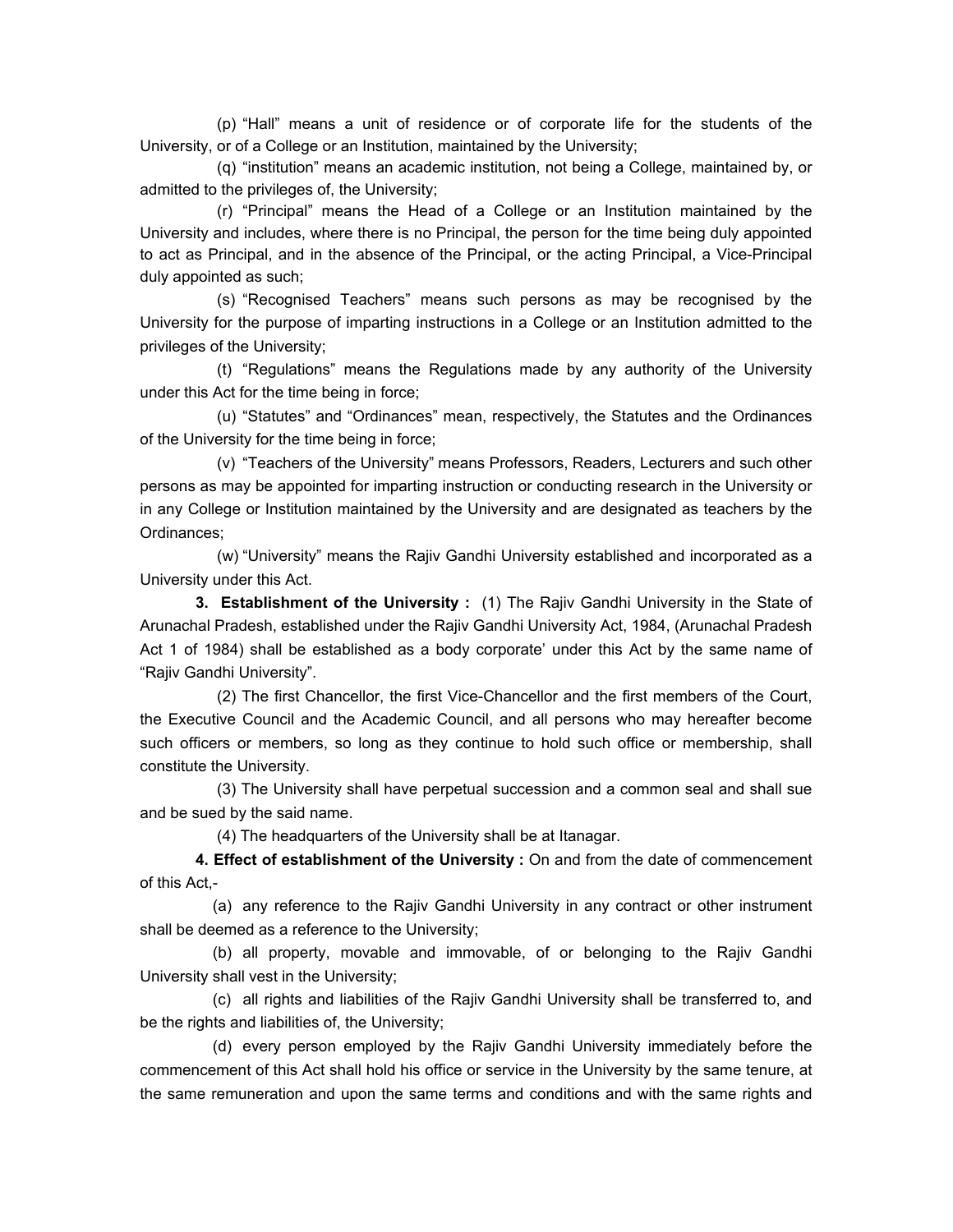(p) “Hall” means a unit of residence or of corporate life for the students of the University, or of a College or an Institution, maintained by the University;

(q) “institution” means an academic institution, not being a College, maintained by, or admitted to the privileges of, the University;

(r) “Principal” means the Head of a College or an Institution maintained by the University and includes, where there is no Principal, the person for the time being duly appointed to act as Principal, and in the absence of the Principal, or the acting Principal, a Vice-Principal duly appointed as such;

(s) “Recognised Teachers” means such persons as may be recognised by the University for the purpose of imparting instructions in a College or an Institution admitted to the privileges of the University;

(t) “Regulations” means the Regulations made by any authority of the University under this Act for the time being in force;

(u) “Statutes” and “Ordinances” mean, respectively, the Statutes and the Ordinances of the University for the time being in force;

(v) “Teachers of the University” means Professors, Readers, Lecturers and such other persons as may be appointed for imparting instruction or conducting research in the University or in any College or Institution maintained by the University and are designated as teachers by the Ordinances;

(w) “University” means the Rajiv Gandhi University established and incorporated as a University under this Act.

**3. Establishment of the University :** (1) The Rajiv Gandhi University in the State of Arunachal Pradesh, established under the Rajiv Gandhi University Act, 1984, (Arunachal Pradesh Act 1 of 1984) shall be established as a body corporate’ under this Act by the same name of “Rajiv Gandhi University”.

(2) The first Chancellor, the first Vice-Chancellor and the first members of the Court, the Executive Council and the Academic Council, and all persons who may hereafter become such officers or members, so long as they continue to hold such office or membership, shall constitute the University.

(3) The University shall have perpetual succession and a common seal and shall sue and be sued by the said name.

(4) The headquarters of the University shall be at Itanagar.

**4. Effect of establishment of the University :** On and from the date of commencement of this Act,-

(a) any reference to the Rajiv Gandhi University in any contract or other instrument shall be deemed as a reference to the University;

(b) all property, movable and immovable, of or belonging to the Rajiv Gandhi University shall vest in the University;

(c) all rights and liabilities of the Rajiv Gandhi University shall be transferred to, and be the rights and liabilities of, the University;

(d) every person employed by the Rajiv Gandhi University immediately before the commencement of this Act shall hold his office or service in the University by the same tenure, at the same remuneration and upon the same terms and conditions and with the same rights and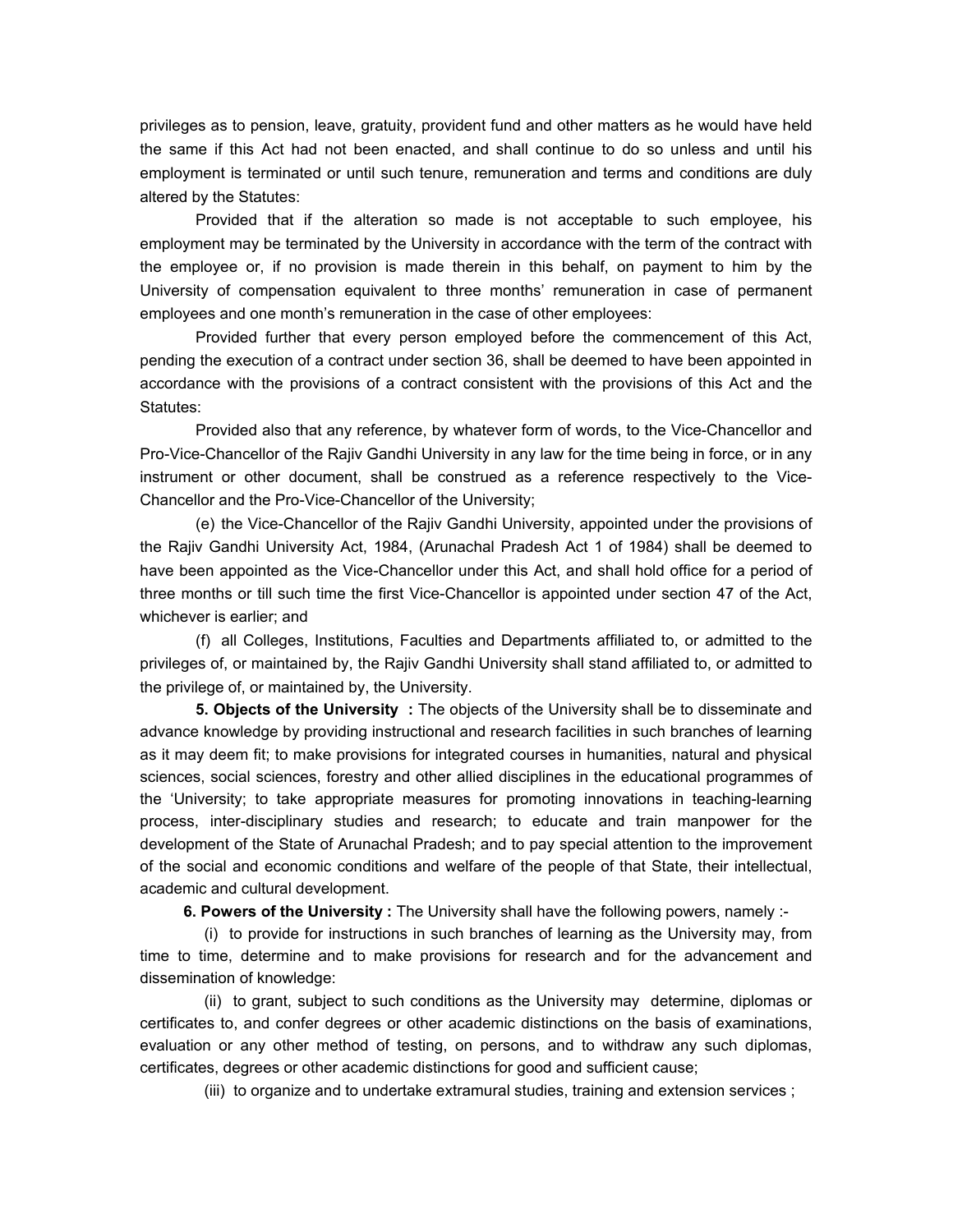privileges as to pension, leave, gratuity, provident fund and other matters as he would have held the same if this Act had not been enacted, and shall continue to do so unless and until his employment is terminated or until such tenure, remuneration and terms and conditions are duly altered by the Statutes:

Provided that if the alteration so made is not acceptable to such employee, his employment may be terminated by the University in accordance with the term of the contract with the employee or, if no provision is made therein in this behalf, on payment to him by the University of compensation equivalent to three months' remuneration in case of permanent employees and one month's remuneration in the case of other employees:

Provided further that every person employed before the commencement of this Act, pending the execution of a contract under section 36, shall be deemed to have been appointed in accordance with the provisions of a contract consistent with the provisions of this Act and the Statutes:

Provided also that any reference, by whatever form of words, to the Vice-Chancellor and Pro-Vice-Chancellor of the Rajiv Gandhi University in any law for the time being in force, or in any instrument or other document, shall be construed as a reference respectively to the Vice-Chancellor and the Pro-Vice-Chancellor of the University;

(e) the Vice-Chancellor of the Rajiv Gandhi University, appointed under the provisions of the Rajiv Gandhi University Act, 1984, (Arunachal Pradesh Act 1 of 1984) shall be deemed to have been appointed as the Vice-Chancellor under this Act, and shall hold office for a period of three months or till such time the first Vice-Chancellor is appointed under section 47 of the Act, whichever is earlier; and

(f) all Colleges, Institutions, Faculties and Departments affiliated to, or admitted to the privileges of, or maintained by, the Rajiv Gandhi University shall stand affiliated to, or admitted to the privilege of, or maintained by, the University.

**5. Objects of the University :** The objects of the University shall be to disseminate and advance knowledge by providing instructional and research facilities in such branches of learning as it may deem fit; to make provisions for integrated courses in humanities, natural and physical sciences, social sciences, forestry and other allied disciplines in the educational programmes of the 'University; to take appropriate measures for promoting innovations in teaching-learning process, inter-disciplinary studies and research; to educate and train manpower for the development of the State of Arunachal Pradesh; and to pay special attention to the improvement of the social and economic conditions and welfare of the people of that State, their intellectual, academic and cultural development.

**6. Powers of the University :** The University shall have the following powers, namely :-

(i) to provide for instructions in such branches of learning as the University may, from time to time, determine and to make provisions for research and for the advancement and dissemination of knowledge:

(ii) to grant, subject to such conditions as the University may determine, diplomas or certificates to, and confer degrees or other academic distinctions on the basis of examinations, evaluation or any other method of testing, on persons, and to withdraw any such diplomas, certificates, degrees or other academic distinctions for good and sufficient cause;

(iii) to organize and to undertake extramural studies, training and extension services ;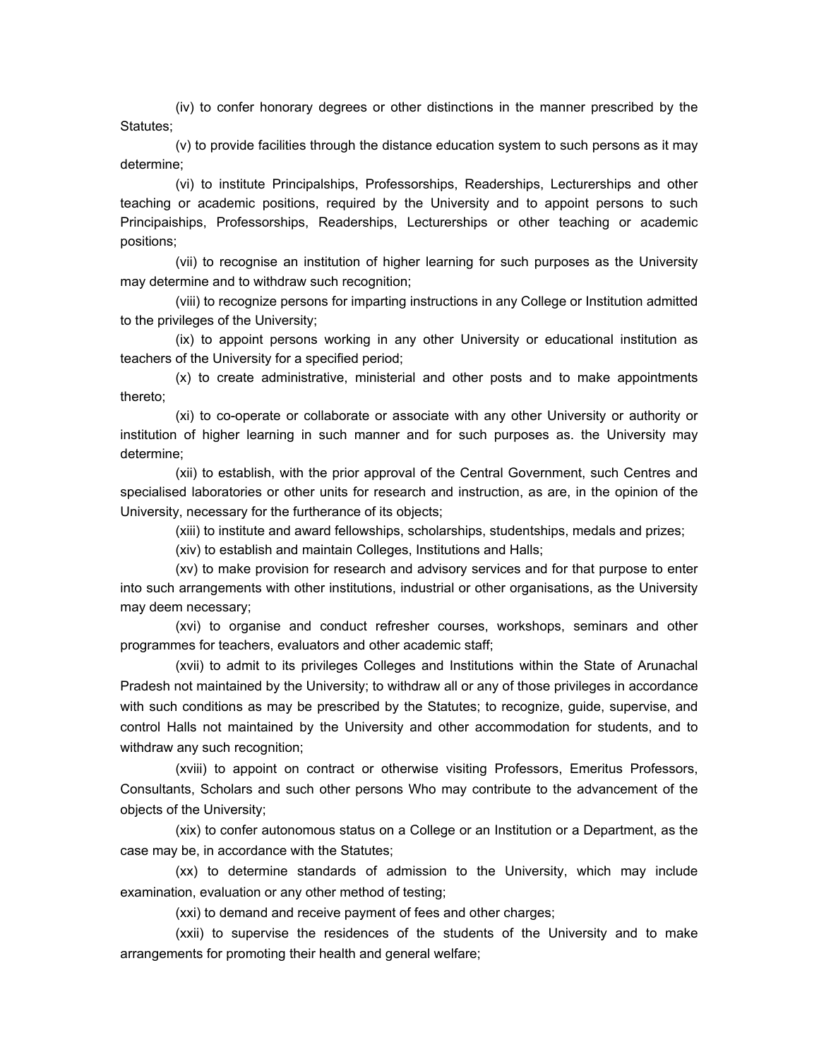(iv) to confer honorary degrees or other distinctions in the manner prescribed by the Statutes;

(v) to provide facilities through the distance education system to such persons as it may determine;

(vi) to institute Principalships, Professorships, Readerships, Lecturerships and other teaching or academic positions, required by the University and to appoint persons to such Principaiships, Professorships, Readerships, Lecturerships or other teaching or academic positions;

(vii) to recognise an institution of higher learning for such purposes as the University may determine and to withdraw such recognition;

(viii) to recognize persons for imparting instructions in any College or Institution admitted to the privileges of the University;

(ix) to appoint persons working in any other University or educational institution as teachers of the University for a specified period;

(x) to create administrative, ministerial and other posts and to make appointments thereto;

(xi) to co-operate or collaborate or associate with any other University or authority or institution of higher learning in such manner and for such purposes as. the University may determine;

(xii) to establish, with the prior approval of the Central Government, such Centres and specialised laboratories or other units for research and instruction, as are, in the opinion of the University, necessary for the furtherance of its objects;

(xiii) to institute and award fellowships, scholarships, studentships, medals and prizes;

(xiv) to establish and maintain Colleges, Institutions and Halls;

(xv) to make provision for research and advisory services and for that purpose to enter into such arrangements with other institutions, industrial or other organisations, as the University may deem necessary;

(xvi) to organise and conduct refresher courses, workshops, seminars and other programmes for teachers, evaluators and other academic staff;

(xvii) to admit to its privileges Colleges and Institutions within the State of Arunachal Pradesh not maintained by the University; to withdraw all or any of those privileges in accordance with such conditions as may be prescribed by the Statutes; to recognize, guide, supervise, and control Halls not maintained by the University and other accommodation for students, and to withdraw any such recognition;

(xviii) to appoint on contract or otherwise visiting Professors, Emeritus Professors, Consultants, Scholars and such other persons Who may contribute to the advancement of the objects of the University;

(xix) to confer autonomous status on a College or an Institution or a Department, as the case may be, in accordance with the Statutes;

(xx) to determine standards of admission to the University, which may include examination, evaluation or any other method of testing;

(xxi) to demand and receive payment of fees and other charges;

(xxii) to supervise the residences of the students of the University and to make arrangements for promoting their health and general welfare;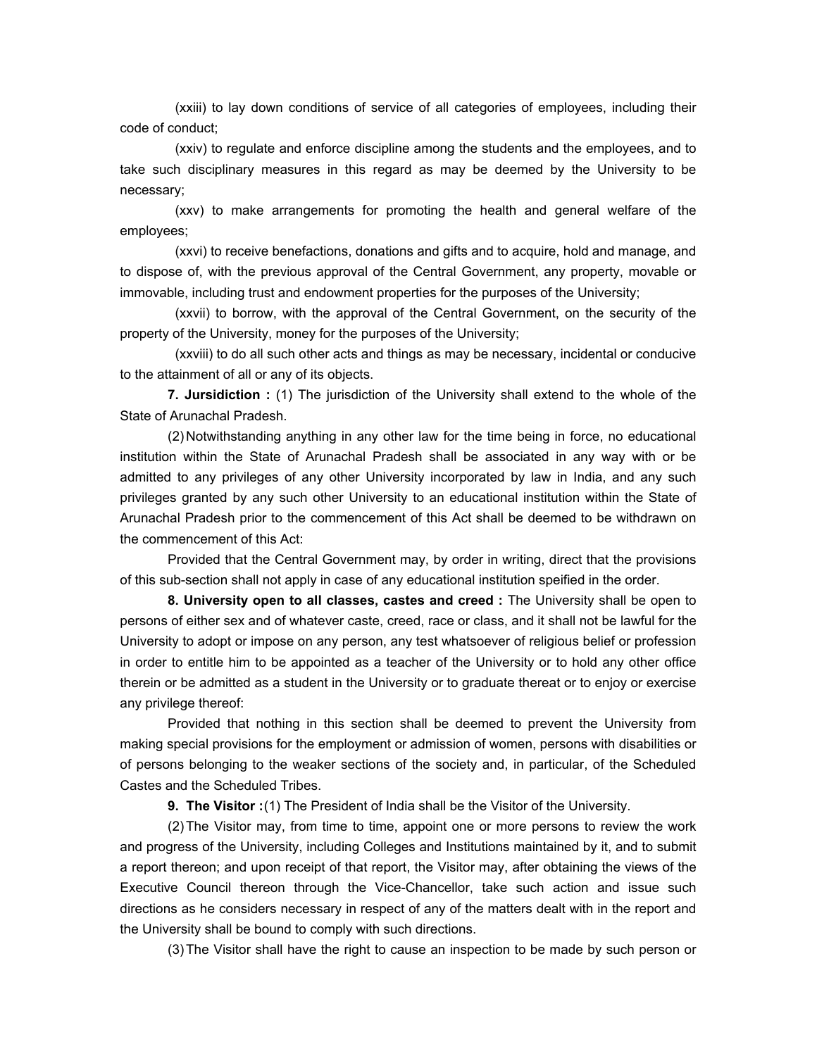(xxiii) to lay down conditions of service of all categories of employees, including their code of conduct;

(xxiv) to regulate and enforce discipline among the students and the employees, and to take such disciplinary measures in this regard as may be deemed by the University to be necessary;

(xxv) to make arrangements for promoting the health and general welfare of the employees;

(xxvi) to receive benefactions, donations and gifts and to acquire, hold and manage, and to dispose of, with the previous approval of the Central Government, any property, movable or immovable, including trust and endowment properties for the purposes of the University;

(xxvii) to borrow, with the approval of the Central Government, on the security of the property of the University, money for the purposes of the University;

(xxviii) to do all such other acts and things as may be necessary, incidental or conducive to the attainment of all or any of its objects.

**7. Jursidiction :** (1) The jurisdiction of the University shall extend to the whole of the State of Arunachal Pradesh.

(2) Notwithstanding anything in any other law for the time being in force, no educational institution within the State of Arunachal Pradesh shall be associated in any way with or be admitted to any privileges of any other University incorporated by law in India, and any such privileges granted by any such other University to an educational institution within the State of Arunachal Pradesh prior to the commencement of this Act shall be deemed to be withdrawn on the commencement of this Act:

Provided that the Central Government may, by order in writing, direct that the provisions of this sub-section shall not apply in case of any educational institution speified in the order.

**8. University open to all classes, castes and creed :** The University shall be open to persons of either sex and of whatever caste, creed, race or class, and it shall not be lawful for the University to adopt or impose on any person, any test whatsoever of religious belief or profession in order to entitle him to be appointed as a teacher of the University or to hold any other office therein or be admitted as a student in the University or to graduate thereat or to enjoy or exercise any privilege thereof:

Provided that nothing in this section shall be deemed to prevent the University from making special provisions for the employment or admission of women, persons with disabilities or of persons belonging to the weaker sections of the society and, in particular, of the Scheduled Castes and the Scheduled Tribes.

**9. The Visitor :** (1) The President of India shall be the Visitor of the University.

(2) The Visitor may, from time to time, appoint one or more persons to review the work and progress of the University, including Colleges and Institutions maintained by it, and to submit a report thereon; and upon receipt of that report, the Visitor may, after obtaining the views of the Executive Council thereon through the Vice-Chancellor, take such action and issue such directions as he considers necessary in respect of any of the matters dealt with in the report and the University shall be bound to comply with such directions.

(3) The Visitor shall have the right to cause an inspection to be made by such person or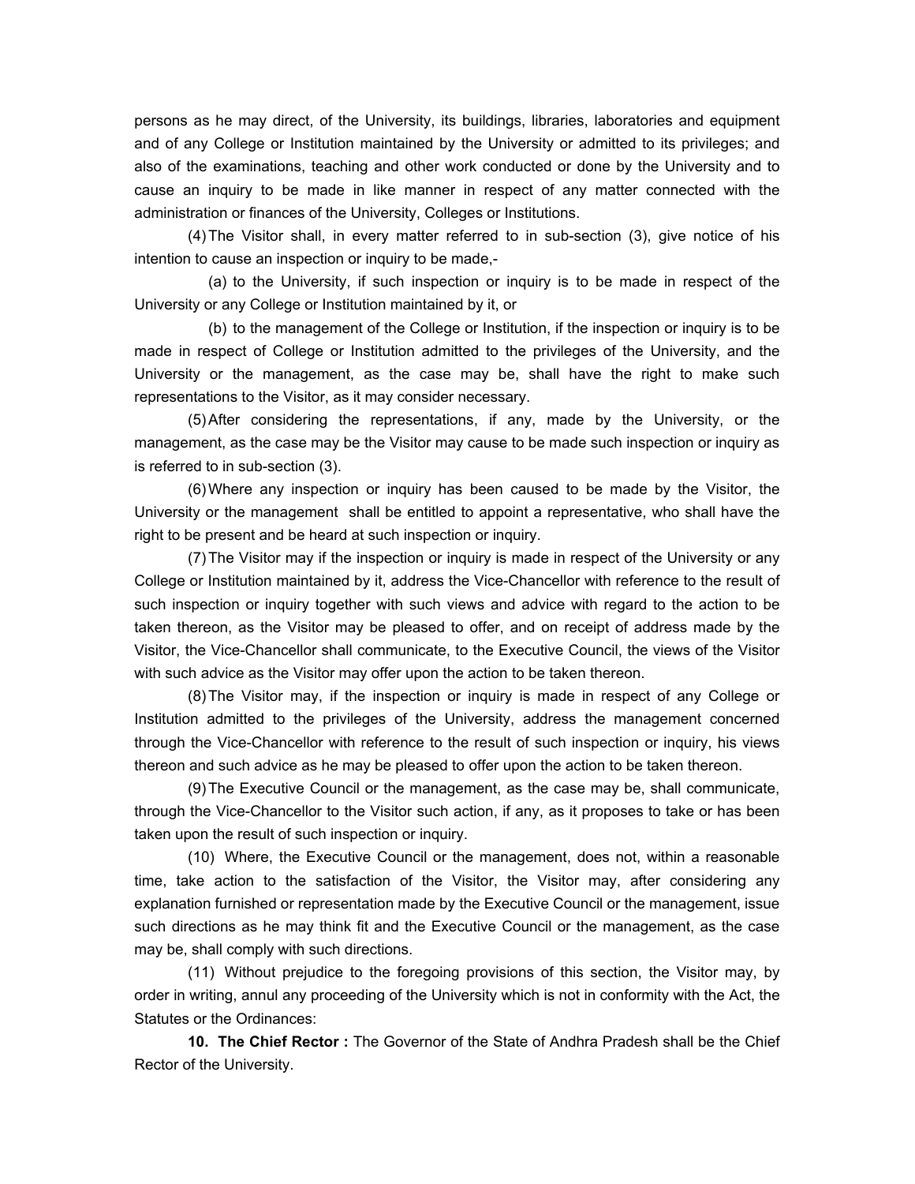persons as he may direct, of the University, its buildings, libraries, laboratories and equipment and of any College or Institution maintained by the University or admitted to its privileges; and also of the examinations, teaching and other work conducted or done by the University and to cause an inquiry to be made in like manner in respect of any matter connected with the administration or finances of the University, Colleges or Institutions.

(4) The Visitor shall, in every matter referred to in sub-section (3), give notice of his intention to cause an inspection or inquiry to be made,-

(a) to the University, if such inspection or inquiry is to be made in respect of the University or any College or Institution maintained by it, or

(b) to the management of the College or Institution, if the inspection or inquiry is to be made in respect of College or Institution admitted to the privileges of the University, and the University or the management, as the case may be, shall have the right to make such representations to the Visitor, as it may consider necessary.

(5) After considering the representations, if any, made by the University, or the management, as the case may be the Visitor may cause to be made such inspection or inquiry as is referred to in sub-section (3).

(6) Where any inspection or inquiry has been caused to be made by the Visitor, the University or the management shall be entitled to appoint a representative, who shall have the right to be present and be heard at such inspection or inquiry.

(7) The Visitor may if the inspection or inquiry is made in respect of the University or any College or Institution maintained by it, address the Vice-Chancellor with reference to the result of such inspection or inquiry together with such views and advice with regard to the action to be taken thereon, as the Visitor may be pleased to offer, and on receipt of address made by the Visitor, the Vice-Chancellor shall communicate, to the Executive Council, the views of the Visitor with such advice as the Visitor may offer upon the action to be taken thereon.

(8) The Visitor may, if the inspection or inquiry is made in respect of any College or Institution admitted to the privileges of the University, address the management concerned through the Vice-Chancellor with reference to the result of such inspection or inquiry, his views thereon and such advice as he may be pleased to offer upon the action to be taken thereon.

(9) The Executive Council or the management, as the case may be, shall communicate, through the Vice-Chancellor to the Visitor such action, if any, as it proposes to take or has been taken upon the result of such inspection or inquiry.

(10) Where, the Executive Council or the management, does not, within a reasonable time, take action to the satisfaction of the Visitor, the Visitor may, after considering any explanation furnished or representation made by the Executive Council or the management, issue such directions as he may think fit and the Executive Council or the management, as the case may be, shall comply with such directions.

(11) Without prejudice to the foregoing provisions of this section, the Visitor may, by order in writing, annul any proceeding of the University which is not in conformity with the Act, the Statutes or the Ordinances:

**10. The Chief Rector :** The Governor of the State of Andhra Pradesh shall be the Chief Rector of the University.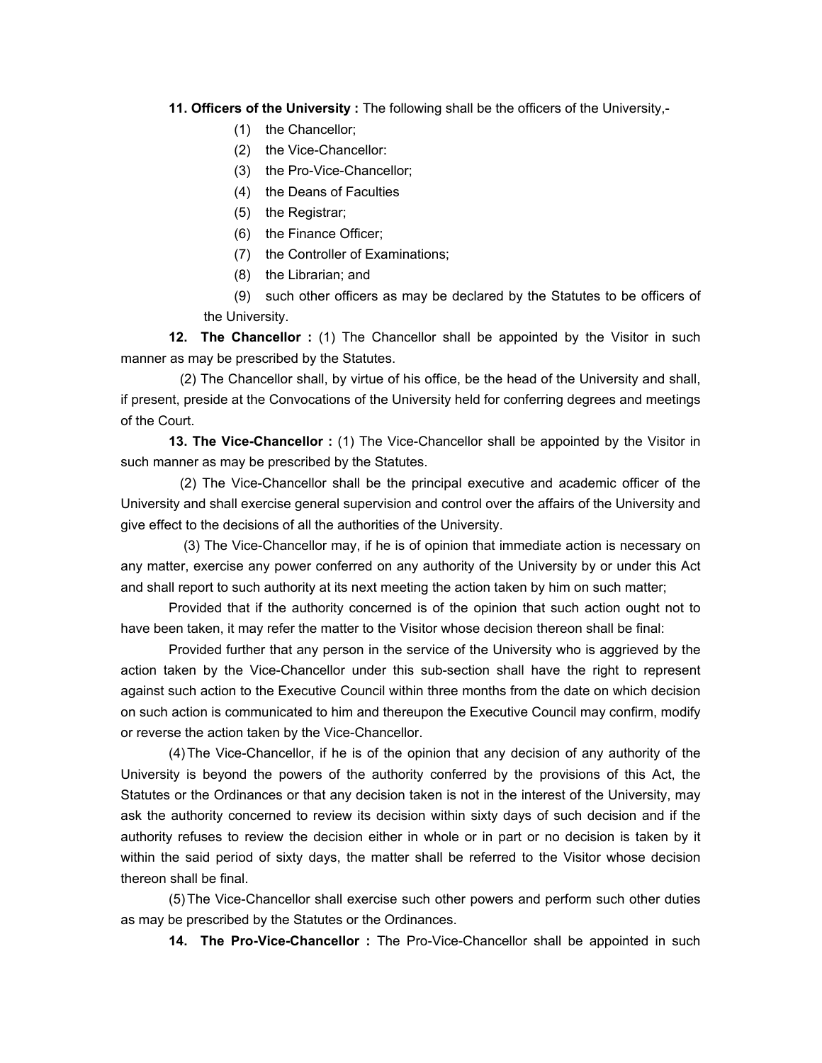**11. Officers of the University :** The following shall be the officers of the University,-

(1) the Chancellor;

(2) the Vice-Chancellor:

(3) the Pro-Vice-Chancellor;

(4) the Deans of Faculties

(5) the Registrar;

(6) the Finance Officer;

(7) the Controller of Examinations;

(8) the Librarian; and

(9) such other officers as may be declared by the Statutes to be officers of the University.

**12. The Chancellor :** (1) The Chancellor shall be appointed by the Visitor in such manner as may be prescribed by the Statutes.

(2) The Chancellor shall, by virtue of his office, be the head of the University and shall, if present, preside at the Convocations of the University held for conferring degrees and meetings of the Court.

**13. The Vice-Chancellor :** (1) The Vice-Chancellor shall be appointed by the Visitor in such manner as may be prescribed by the Statutes.

(2) The Vice-Chancellor shall be the principal executive and academic officer of the University and shall exercise general supervision and control over the affairs of the University and give effect to the decisions of all the authorities of the University.

(3) The Vice-Chancellor may, if he is of opinion that immediate action is necessary on any matter, exercise any power conferred on any authority of the University by or under this Act and shall report to such authority at its next meeting the action taken by him on such matter;

Provided that if the authority concerned is of the opinion that such action ought not to have been taken, it may refer the matter to the Visitor whose decision thereon shall be final:

Provided further that any person in the service of the University who is aggrieved by the action taken by the Vice-Chancellor under this sub-section shall have the right to represent against such action to the Executive Council within three months from the date on which decision on such action is communicated to him and thereupon the Executive Council may confirm, modify or reverse the action taken by the Vice-Chancellor.

(4) The Vice-Chancellor, if he is of the opinion that any decision of any authority of the University is beyond the powers of the authority conferred by the provisions of this Act, the Statutes or the Ordinances or that any decision taken is not in the interest of the University, may ask the authority concerned to review its decision within sixty days of such decision and if the authority refuses to review the decision either in whole or in part or no decision is taken by it within the said period of sixty days, the matter shall be referred to the Visitor whose decision thereon shall be final.

(5) The Vice-Chancellor shall exercise such other powers and perform such other duties as may be prescribed by the Statutes or the Ordinances.

**14. The Pro-Vice-Chancellor :** The Pro-Vice-Chancellor shall be appointed in such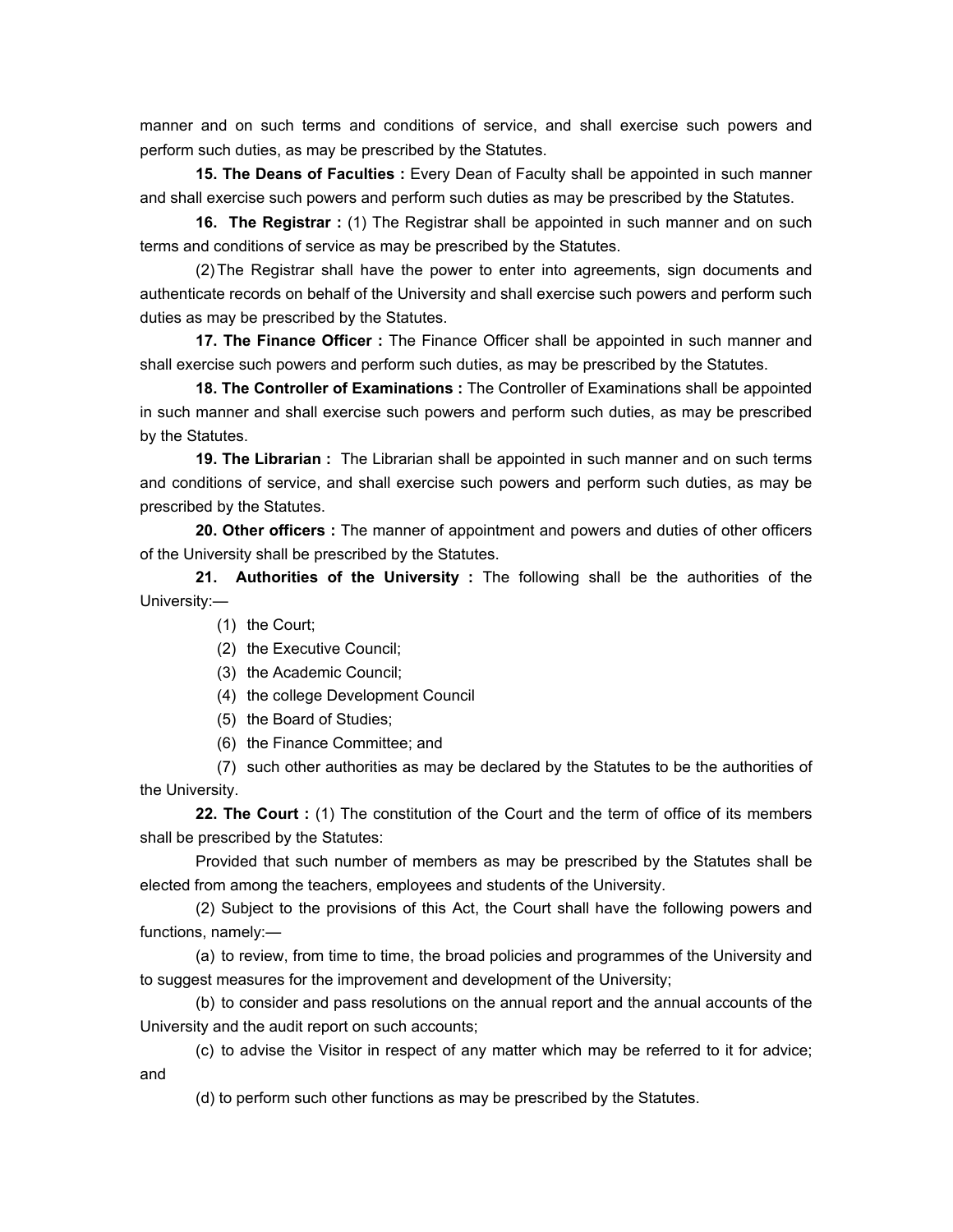manner and on such terms and conditions of service, and shall exercise such powers and perform such duties, as may be prescribed by the Statutes.

**15. The Deans of Faculties :** Every Dean of Faculty shall be appointed in such manner and shall exercise such powers and perform such duties as may be prescribed by the Statutes.

**16. The Registrar :** (1) The Registrar shall be appointed in such manner and on such terms and conditions of service as may be prescribed by the Statutes.

(2) The Registrar shall have the power to enter into agreements, sign documents and authenticate records on behalf of the University and shall exercise such powers and perform such duties as may be prescribed by the Statutes.

**17. The Finance Officer :** The Finance Officer shall be appointed in such manner and shall exercise such powers and perform such duties, as may be prescribed by the Statutes.

**18. The Controller of Examinations :** The Controller of Examinations shall be appointed in such manner and shall exercise such powers and perform such duties, as may be prescribed by the Statutes.

**19. The Librarian :** The Librarian shall be appointed in such manner and on such terms and conditions of service, and shall exercise such powers and perform such duties, as may be prescribed by the Statutes.

**20. Other officers :** The manner of appointment and powers and duties of other officers of the University shall be prescribed by the Statutes.

**21. Authorities of the University :** The following shall be the authorities of the University:—

(1) the Court;

(2) the Executive Council;

(3) the Academic Council;

(4) the college Development Council

(5) the Board of Studies;

(6) the Finance Committee; and

(7) such other authorities as may be declared by the Statutes to be the authorities of the University.

**22. The Court :** (1) The constitution of the Court and the term of office of its members shall be prescribed by the Statutes:

Provided that such number of members as may be prescribed by the Statutes shall be elected from among the teachers, employees and students of the University.

(2) Subject to the provisions of this Act, the Court shall have the following powers and functions, namely:—

(a) to review, from time to time, the broad policies and programmes of the University and to suggest measures for the improvement and development of the University;

(b) to consider and pass resolutions on the annual report and the annual accounts of the University and the audit report on such accounts;

(c) to advise the Visitor in respect of any matter which may be referred to it for advice; and

(d) to perform such other functions as may be prescribed by the Statutes.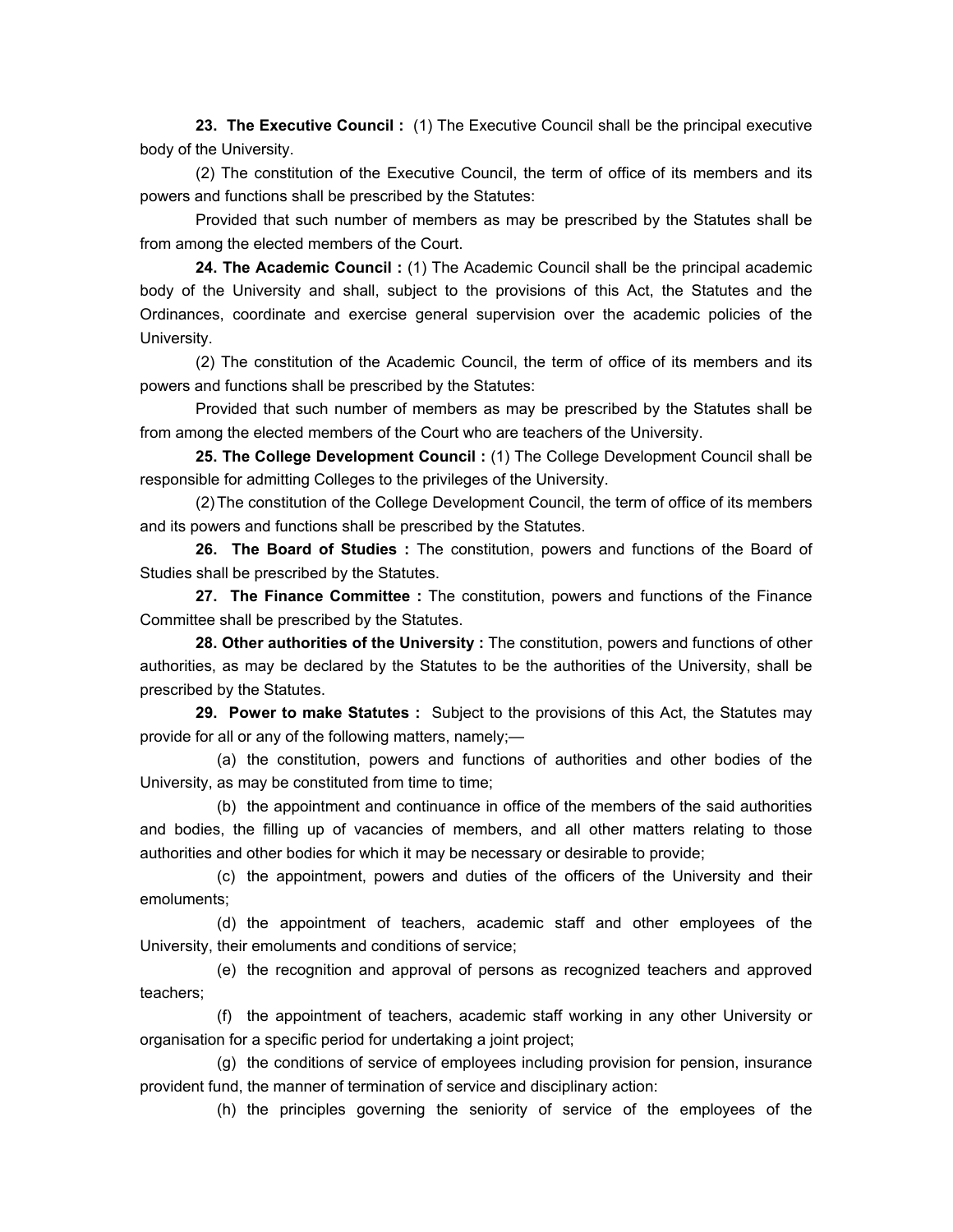**23. The Executive Council :** (1) The Executive Council shall be the principal executive body of the University.

(2) The constitution of the Executive Council, the term of office of its members and its powers and functions shall be prescribed by the Statutes:

Provided that such number of members as may be prescribed by the Statutes shall be from among the elected members of the Court.

**24. The Academic Council :** (1) The Academic Council shall be the principal academic body of the University and shall, subject to the provisions of this Act, the Statutes and the Ordinances, coordinate and exercise general supervision over the academic policies of the University.

(2) The constitution of the Academic Council, the term of office of its members and its powers and functions shall be prescribed by the Statutes:

Provided that such number of members as may be prescribed by the Statutes shall be from among the elected members of the Court who are teachers of the University.

**25. The College Development Council :** (1) The College Development Council shall be responsible for admitting Colleges to the privileges of the University.

(2) The constitution of the College Development Council, the term of office of its members and its powers and functions shall be prescribed by the Statutes.

**26. The Board of Studies :** The constitution, powers and functions of the Board of Studies shall be prescribed by the Statutes.

**27. The Finance Committee :** The constitution, powers and functions of the Finance Committee shall be prescribed by the Statutes.

**28. Other authorities of the University :** The constitution, powers and functions of other authorities, as may be declared by the Statutes to be the authorities of the University, shall be prescribed by the Statutes.

**29. Power to make Statutes :** Subject to the provisions of this Act, the Statutes may provide for all or any of the following matters, namely;—

(a) the constitution, powers and functions of authorities and other bodies of the University, as may be constituted from time to time;

(b) the appointment and continuance in office of the members of the said authorities and bodies, the filling up of vacancies of members, and all other matters relating to those authorities and other bodies for which it may be necessary or desirable to provide;

(c) the appointment, powers and duties of the officers of the University and their emoluments;

(d) the appointment of teachers, academic staff and other employees of the University, their emoluments and conditions of service;

(e) the recognition and approval of persons as recognized teachers and approved teachers;

(f) the appointment of teachers, academic staff working in any other University or organisation for a specific period for undertaking a joint project;

(g) the conditions of service of employees including provision for pension, insurance provident fund, the manner of termination of service and disciplinary action:

(h) the principles governing the seniority of service of the employees of the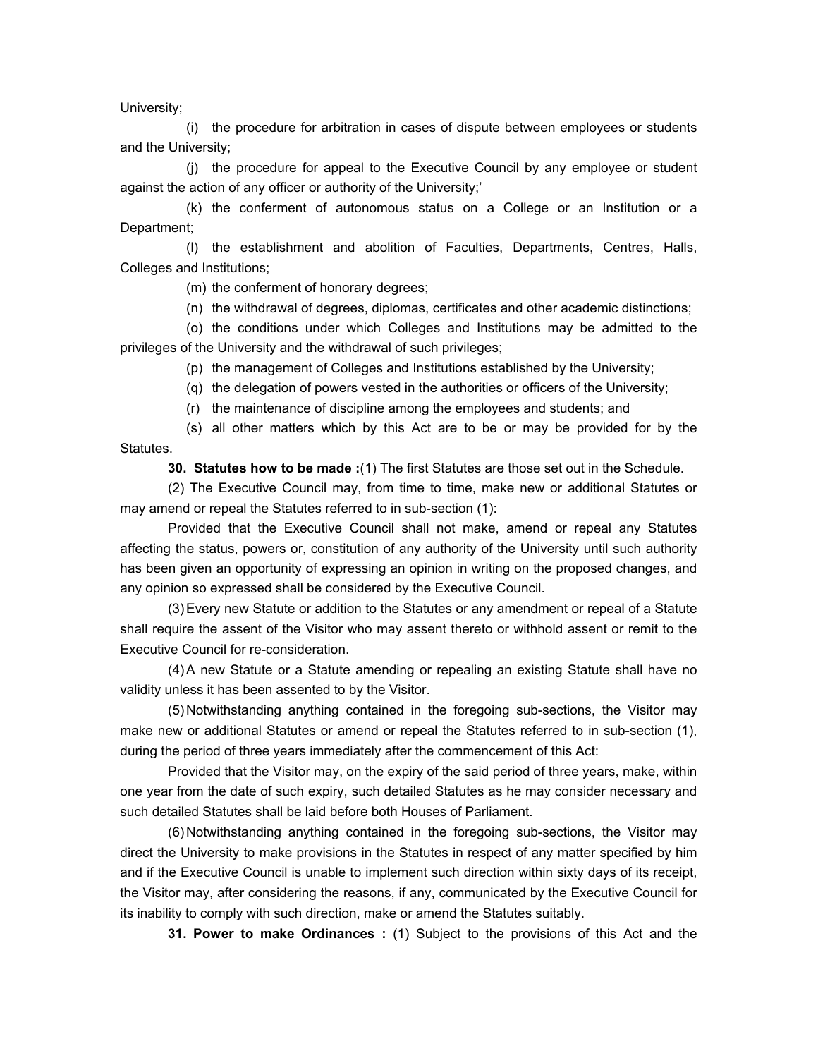University;

(i) the procedure for arbitration in cases of dispute between employees or students and the University;

(j) the procedure for appeal to the Executive Council by any employee or student against the action of any officer or authority of the University;'

(k) the conferment of autonomous status on a College or an Institution or a Department;

(l) the establishment and abolition of Faculties, Departments, Centres, Halls, Colleges and Institutions;

(m) the conferment of honorary degrees;

(n) the withdrawal of degrees, diplomas, certificates and other academic distinctions;

(o) the conditions under which Colleges and Institutions may be admitted to the privileges of the University and the withdrawal of such privileges;

(p) the management of Colleges and Institutions established by the University;

(q) the delegation of powers vested in the authorities or officers of the University;

(r) the maintenance of discipline among the employees and students; and

(s) all other matters which by this Act are to be or may be provided for by the Statutes.

**30. Statutes how to be made :**(1) The first Statutes are those set out in the Schedule.

(2) The Executive Council may, from time to time, make new or additional Statutes or may amend or repeal the Statutes referred to in sub-section (1):

Provided that the Executive Council shall not make, amend or repeal any Statutes affecting the status, powers or, constitution of any authority of the University until such authority has been given an opportunity of expressing an opinion in writing on the proposed changes, and any opinion so expressed shall be considered by the Executive Council.

(3) Every new Statute or addition to the Statutes or any amendment or repeal of a Statute shall require the assent of the Visitor who may assent thereto or withhold assent or remit to the Executive Council for re-consideration.

(4) A new Statute or a Statute amending or repealing an existing Statute shall have no validity unless it has been assented to by the Visitor.

(5) Notwithstanding anything contained in the foregoing sub-sections, the Visitor may make new or additional Statutes or amend or repeal the Statutes referred to in sub-section (1), during the period of three years immediately after the commencement of this Act:

Provided that the Visitor may, on the expiry of the said period of three years, make, within one year from the date of such expiry, such detailed Statutes as he may consider necessary and such detailed Statutes shall be laid before both Houses of Parliament.

(6) Notwithstanding anything contained in the foregoing sub-sections, the Visitor may direct the University to make provisions in the Statutes in respect of any matter specified by him and if the Executive Council is unable to implement such direction within sixty days of its receipt, the Visitor may, after considering the reasons, if any, communicated by the Executive Council for its inability to comply with such direction, make or amend the Statutes suitably.

**31. Power to make Ordinances :** (1) Subject to the provisions of this Act and the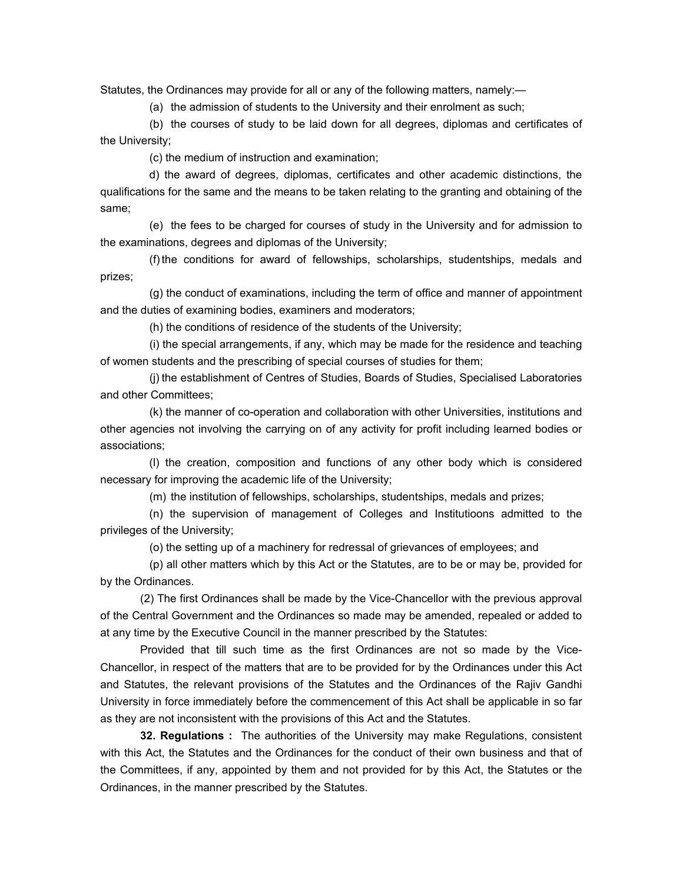Statutes, the Ordinances may provide for all or any of the following matters, namely:—

(a) the admission of students to the University and their enrolment as such;

(b) the courses of study to be laid down for all degrees, diplomas and certificates of the University;

(c) the medium of instruction and examination;

d) the award of degrees, diplomas, certificates and other academic distinctions, the qualifications for the same and the means to be taken relating to the granting and obtaining of the same;

(e) the fees to be charged for courses of study in the University and for admission to the examinations, degrees and diplomas of the University;

(f) the conditions for award of fellowships, scholarships, studentships, medals and prizes;

(g) the conduct of examinations, including the term of office and manner of appointment and the duties of examining bodies, examiners and moderators;

(h) the conditions of residence of the students of the University;

(i) the special arrangements, if any, which may be made for the residence and teaching of women students and the prescribing of special courses of studies for them;

(j) the establishment of Centres of Studies, Boards of Studies, Specialised Laboratories and other Committees;

(k) the manner of co-operation and collaboration with other Universities, institutions and other agencies not involving the carrying on of any activity for profit including learned bodies or associations;

(l) the creation, composition and functions of any other body which is considered necessary for improving the academic life of the University;

(m) the institution of fellowships, scholarships, studentships, medals and prizes;

(n) the supervision of management of Colleges and Institutioons admitted to the privileges of the University;

(o) the setting up of a machinery for redressal of grievances of employees; and

(p) all other matters which by this Act or the Statutes, are to be or may be, provided for by the Ordinances.

(2) The first Ordinances shall be made by the Vice-Chancellor with the previous approval of the Central Government and the Ordinances so made may be amended, repealed or added to at any time by the Executive Council in the manner prescribed by the Statutes:

Provided that till such time as the first Ordinances are not so made by the Vice-Chancellor, in respect of the matters that are to be provided for by the Ordinances under this Act and Statutes, the relevant provisions of the Statutes and the Ordinances of the Rajiv Gandhi University in force immediately before the commencement of this Act shall be applicable in so far as they are not inconsistent with the provisions of this Act and the Statutes.

**32. Regulations :** The authorities of the University may make Regulations, consistent with this Act, the Statutes and the Ordinances for the conduct of their own business and that of the Committees, if any, appointed by them and not provided for by this Act, the Statutes or the Ordinances, in the manner prescribed by the Statutes.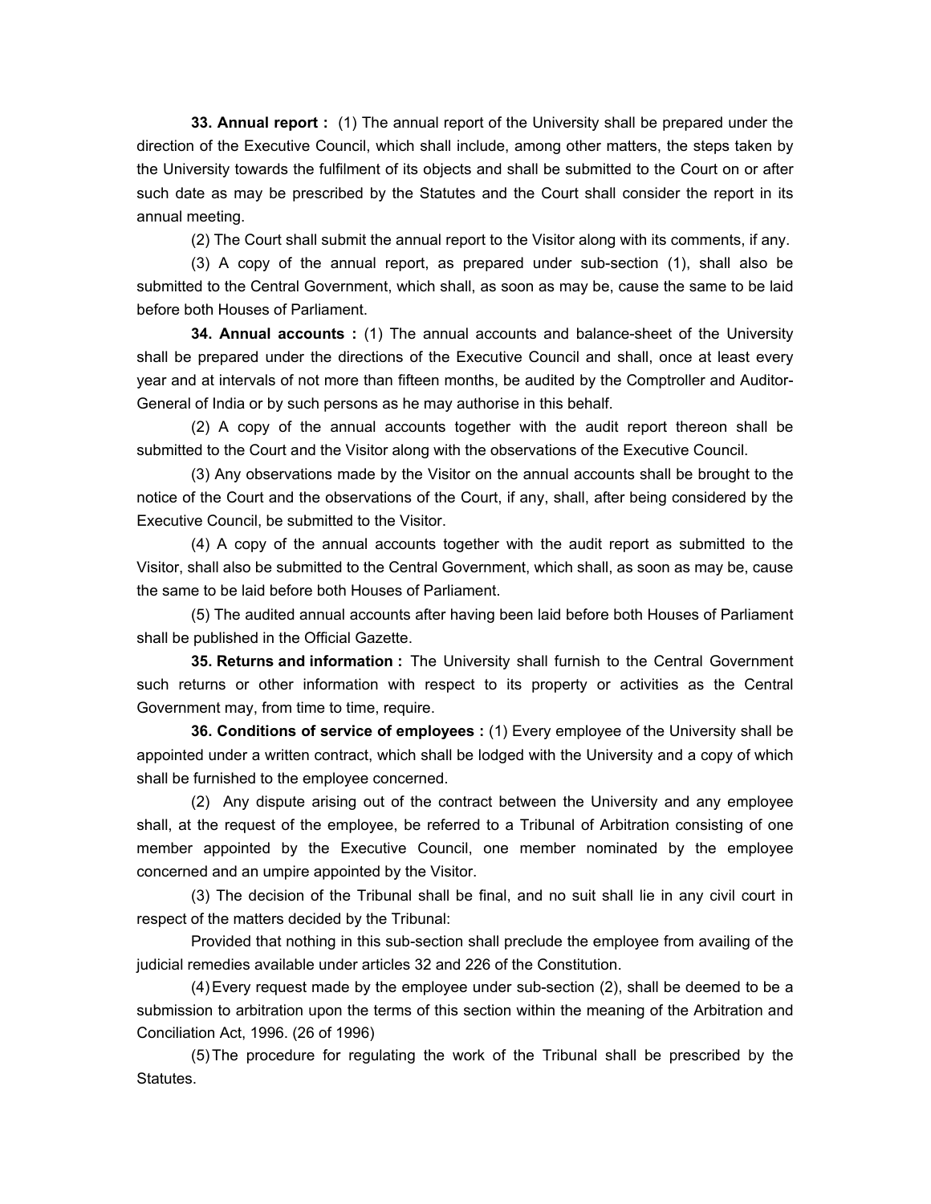**33. Annual report :** (1) The annual report of the University shall be prepared under the direction of the Executive Council, which shall include, among other matters, the steps taken by the University towards the fulfilment of its objects and shall be submitted to the Court on or after such date as may be prescribed by the Statutes and the Court shall consider the report in its annual meeting.

(2) The Court shall submit the annual report to the Visitor along with its comments, if any.

(3) A copy of the annual report, as prepared under sub-section (1), shall also be submitted to the Central Government, which shall, as soon as may be, cause the same to be laid before both Houses of Parliament.

**34. Annual accounts :** (1) The annual accounts and balance-sheet of the University shall be prepared under the directions of the Executive Council and shall, once at least every year and at intervals of not more than fifteen months, be audited by the Comptroller and Auditor-General of India or by such persons as he may authorise in this behalf.

(2) A copy of the annual accounts together with the audit report thereon shall be submitted to the Court and the Visitor along with the observations of the Executive Council.

(3) Any observations made by the Visitor on the annual accounts shall be brought to the notice of the Court and the observations of the Court, if any, shall, after being considered by the Executive Council, be submitted to the Visitor.

(4) A copy of the annual accounts together with the audit report as submitted to the Visitor, shall also be submitted to the Central Government, which shall, as soon as may be, cause the same to be laid before both Houses of Parliament.

(5) The audited annual accounts after having been laid before both Houses of Parliament shall be published in the Official Gazette.

**35. Returns and information :** The University shall furnish to the Central Government such returns or other information with respect to its property or activities as the Central Government may, from time to time, require.

**36. Conditions of service of employees :** (1) Every employee of the University shall be appointed under a written contract, which shall be lodged with the University and a copy of which shall be furnished to the employee concerned.

(2) Any dispute arising out of the contract between the University and any employee shall, at the request of the employee, be referred to a Tribunal of Arbitration consisting of one member appointed by the Executive Council, one member nominated by the employee concerned and an umpire appointed by the Visitor.

(3) The decision of the Tribunal shall be final, and no suit shall lie in any civil court in respect of the matters decided by the Tribunal:

Provided that nothing in this sub-section shall preclude the employee from availing of the judicial remedies available under articles 32 and 226 of the Constitution.

(4) Every request made by the employee under sub-section (2), shall be deemed to be a submission to arbitration upon the terms of this section within the meaning of the Arbitration and Conciliation Act, 1996. (26 of 1996)

(5) The procedure for regulating the work of the Tribunal shall be prescribed by the Statutes.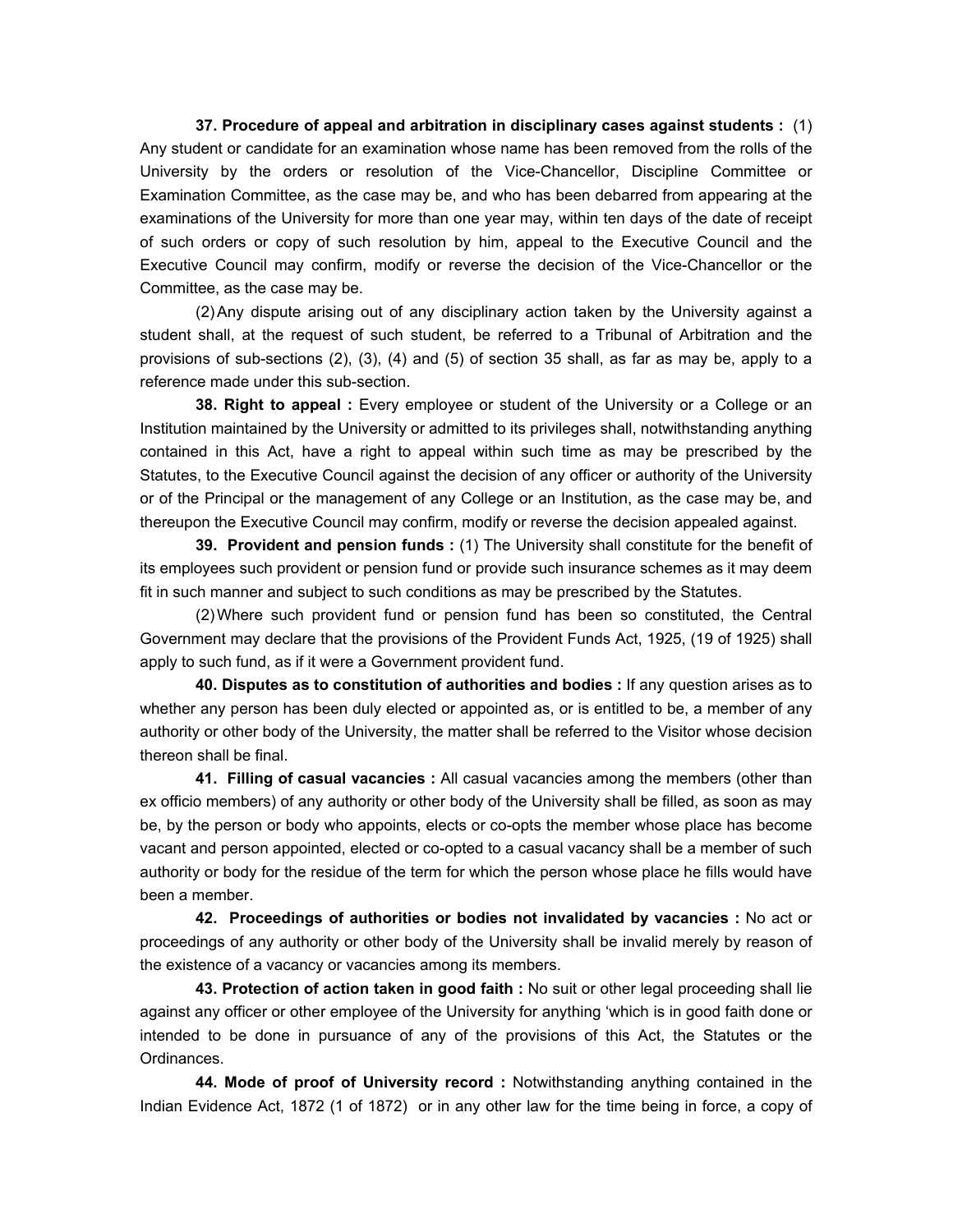**37. Procedure of appeal and arbitration in disciplinary cases against students :** (1) Any student or candidate for an examination whose name has been removed from the rolls of the University by the orders or resolution of the Vice-Chancellor, Discipline Committee or Examination Committee, as the case may be, and who has been debarred from appearing at the examinations of the University for more than one year may, within ten days of the date of receipt of such orders or copy of such resolution by him, appeal to the Executive Council and the Executive Council may confirm, modify or reverse the decision of the Vice-Chancellor or the Committee, as the case may be.

(2) Any dispute arising out of any disciplinary action taken by the University against a student shall, at the request of such student, be referred to a Tribunal of Arbitration and the provisions of sub-sections (2), (3), (4) and (5) of section 35 shall, as far as may be, apply to a reference made under this sub-section.

**38. Right to appeal :** Every employee or student of the University or a College or an Institution maintained by the University or admitted to its privileges shall, notwithstanding anything contained in this Act, have a right to appeal within such time as may be prescribed by the Statutes, to the Executive Council against the decision of any officer or authority of the University or of the Principal or the management of any College or an Institution, as the case may be, and thereupon the Executive Council may confirm, modify or reverse the decision appealed against.

**39. Provident and pension funds :** (1) The University shall constitute for the benefit of its employees such provident or pension fund or provide such insurance schemes as it may deem fit in such manner and subject to such conditions as may be prescribed by the Statutes.

(2) Where such provident fund or pension fund has been so constituted, the Central Government may declare that the provisions of the Provident Funds Act, 1925, (19 of 1925) shall apply to such fund, as if it were a Government provident fund.

**40. Disputes as to constitution of authorities and bodies :** If any question arises as to whether any person has been duly elected or appointed as, or is entitled to be, a member of any authority or other body of the University, the matter shall be referred to the Visitor whose decision thereon shall be final.

**41. Filling of casual vacancies :** All casual vacancies among the members (other than ex officio members) of any authority or other body of the University shall be filled, as soon as may be, by the person or body who appoints, elects or co-opts the member whose place has become vacant and person appointed, elected or co-opted to a casual vacancy shall be a member of such authority or body for the residue of the term for which the person whose place he fills would have been a member.

**42. Proceedings of authorities or bodies not invalidated by vacancies :** No act or proceedings of any authority or other body of the University shall be invalid merely by reason of the existence of a vacancy or vacancies among its members.

**43. Protection of action taken in good faith :** No suit or other legal proceeding shall lie against any officer or other employee of the University for anything 'which is in good faith done or intended to be done in pursuance of any of the provisions of this Act, the Statutes or the Ordinances.

**44. Mode of proof of University record :** Notwithstanding anything contained in the Indian Evidence Act, 1872 (1 of 1872) or in any other law for the time being in force, a copy of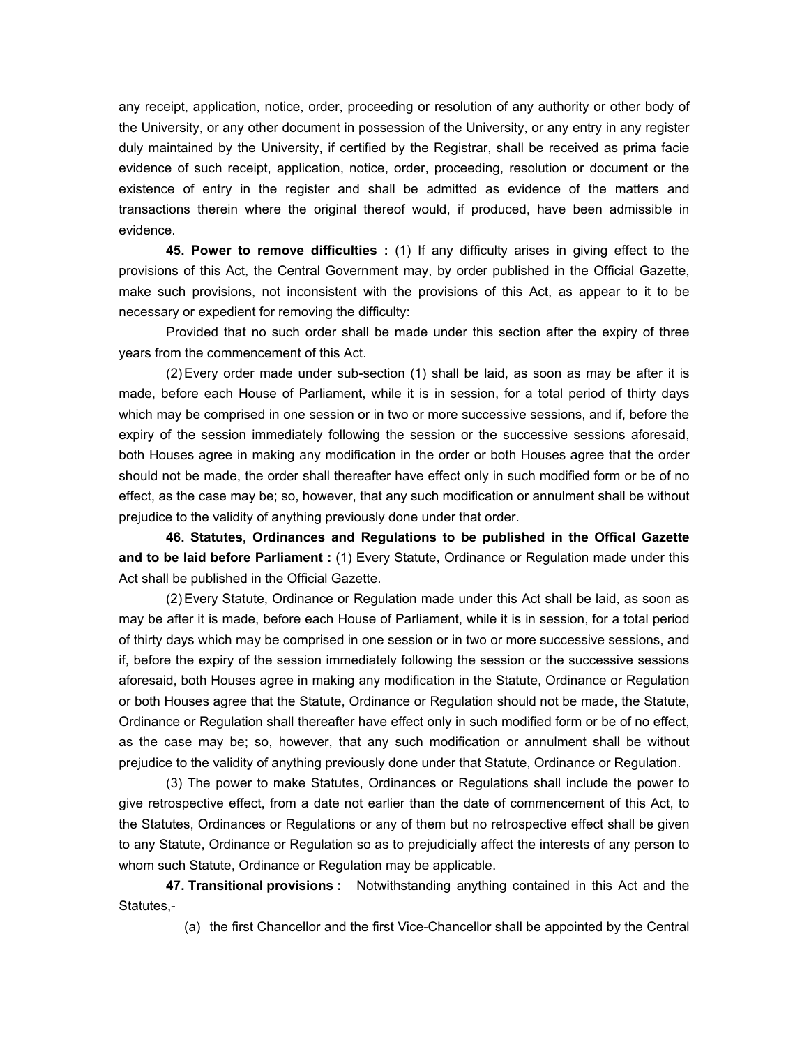any receipt, application, notice, order, proceeding or resolution of any authority or other body of the University, or any other document in possession of the University, or any entry in any register duly maintained by the University, if certified by the Registrar, shall be received as prima facie evidence of such receipt, application, notice, order, proceeding, resolution or document or the existence of entry in the register and shall be admitted as evidence of the matters and transactions therein where the original thereof would, if produced, have been admissible in evidence.

**45. Power to remove difficulties :** (1) If any difficulty arises in giving effect to the provisions of this Act, the Central Government may, by order published in the Official Gazette, make such provisions, not inconsistent with the provisions of this Act, as appear to it to be necessary or expedient for removing the difficulty:

Provided that no such order shall be made under this section after the expiry of three years from the commencement of this Act.

(2) Every order made under sub-section (1) shall be laid, as soon as may be after it is made, before each House of Parliament, while it is in session, for a total period of thirty days which may be comprised in one session or in two or more successive sessions, and if, before the expiry of the session immediately following the session or the successive sessions aforesaid, both Houses agree in making any modification in the order or both Houses agree that the order should not be made, the order shall thereafter have effect only in such modified form or be of no effect, as the case may be; so, however, that any such modification or annulment shall be without prejudice to the validity of anything previously done under that order.

**46. Statutes, Ordinances and Regulations to be published in the Offical Gazette and to be laid before Parliament :** (1) Every Statute, Ordinance or Regulation made under this Act shall be published in the Official Gazette.

(2) Every Statute, Ordinance or Regulation made under this Act shall be laid, as soon as may be after it is made, before each House of Parliament, while it is in session, for a total period of thirty days which may be comprised in one session or in two or more successive sessions, and if, before the expiry of the session immediately following the session or the successive sessions aforesaid, both Houses agree in making any modification in the Statute, Ordinance or Regulation or both Houses agree that the Statute, Ordinance or Regulation should not be made, the Statute, Ordinance or Regulation shall thereafter have effect only in such modified form or be of no effect, as the case may be; so, however, that any such modification or annulment shall be without prejudice to the validity of anything previously done under that Statute, Ordinance or Regulation.

(3) The power to make Statutes, Ordinances or Regulations shall include the power to give retrospective effect, from a date not earlier than the date of commencement of this Act, to the Statutes, Ordinances or Regulations or any of them but no retrospective effect shall be given to any Statute, Ordinance or Regulation so as to prejudicially affect the interests of any person to whom such Statute, Ordinance or Regulation may be applicable.

**47. Transitional provisions :** Notwithstanding anything contained in this Act and the Statutes,-

(a) the first Chancellor and the first Vice-Chancellor shall be appointed by the Central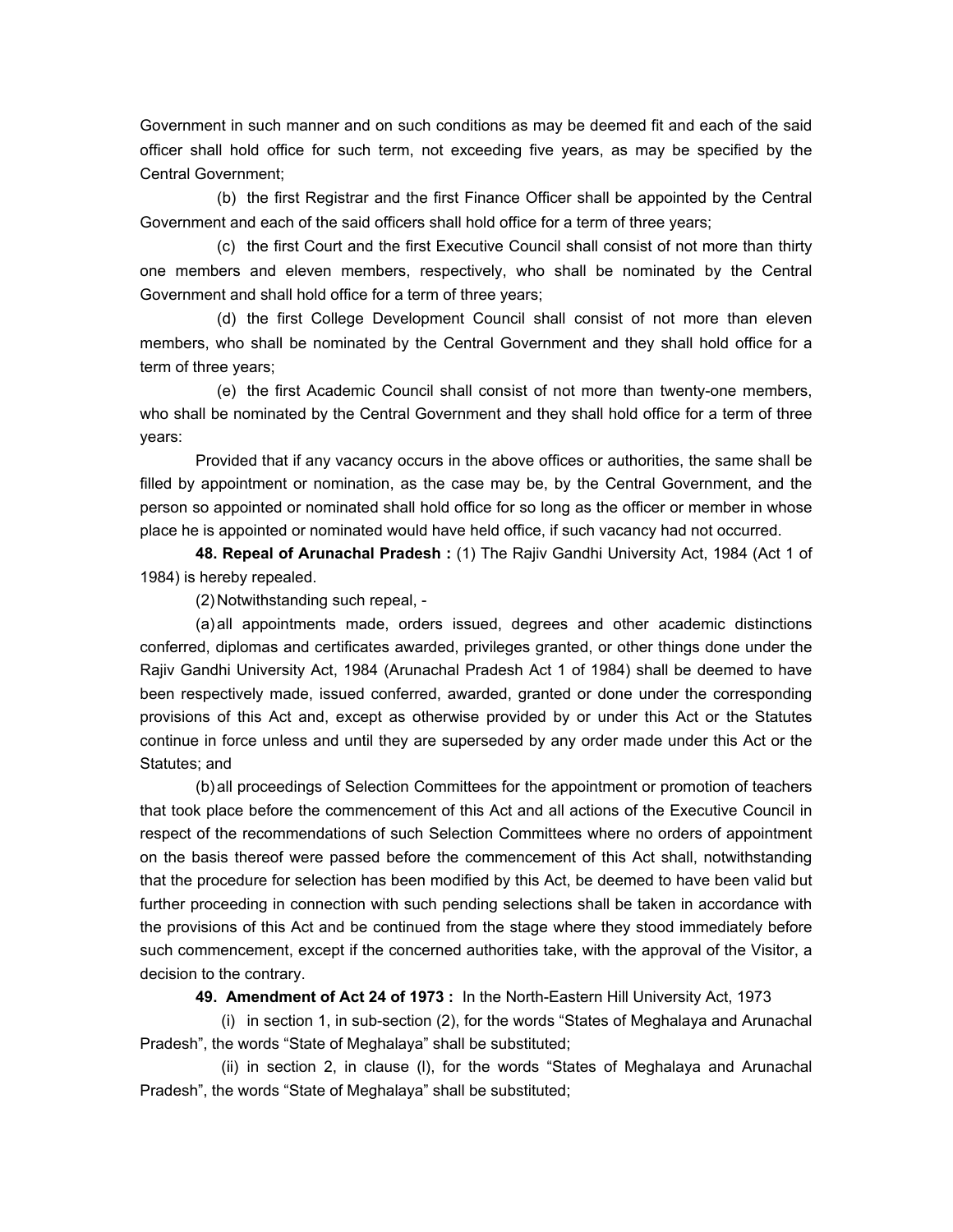Government in such manner and on such conditions as may be deemed fit and each of the said officer shall hold office for such term, not exceeding five years, as may be specified by the Central Government;

(b) the first Registrar and the first Finance Officer shall be appointed by the Central Government and each of the said officers shall hold office for a term of three years;

(c) the first Court and the first Executive Council shall consist of not more than thirty one members and eleven members, respectively, who shall be nominated by the Central Government and shall hold office for a term of three years;

(d) the first College Development Council shall consist of not more than eleven members, who shall be nominated by the Central Government and they shall hold office for a term of three years;

(e) the first Academic Council shall consist of not more than twenty-one members, who shall be nominated by the Central Government and they shall hold office for a term of three years:

Provided that if any vacancy occurs in the above offices or authorities, the same shall be filled by appointment or nomination, as the case may be, by the Central Government, and the person so appointed or nominated shall hold office for so long as the officer or member in whose place he is appointed or nominated would have held office, if such vacancy had not occurred.

**48. Repeal of Arunachal Pradesh :** (1) The Rajiv Gandhi University Act, 1984 (Act 1 of 1984) is hereby repealed.

(2) Notwithstanding such repeal, -

(a) all appointments made, orders issued, degrees and other academic distinctions conferred, diplomas and certificates awarded, privileges granted, or other things done under the Rajiv Gandhi University Act, 1984 (Arunachal Pradesh Act 1 of 1984) shall be deemed to have been respectively made, issued conferred, awarded, granted or done under the corresponding provisions of this Act and, except as otherwise provided by or under this Act or the Statutes continue in force unless and until they are superseded by any order made under this Act or the Statutes; and

(b) all proceedings of Selection Committees for the appointment or promotion of teachers that took place before the commencement of this Act and all actions of the Executive Council in respect of the recommendations of such Selection Committees where no orders of appointment on the basis thereof were passed before the commencement of this Act shall, notwithstanding that the procedure for selection has been modified by this Act, be deemed to have been valid but further proceeding in connection with such pending selections shall be taken in accordance with the provisions of this Act and be continued from the stage where they stood immediately before such commencement, except if the concerned authorities take, with the approval of the Visitor, a decision to the contrary.

**49. Amendment of Act 24 of 1973 :** In the North-Eastern Hill University Act, 1973

(i) in section 1, in sub-section (2), for the words "States of Meghalaya and Arunachal Pradesh", the words "State of Meghalaya" shall be substituted;

(ii) in section 2, in clause (l), for the words "States of Meghalaya and Arunachal Pradesh", the words "State of Meghalaya" shall be substituted;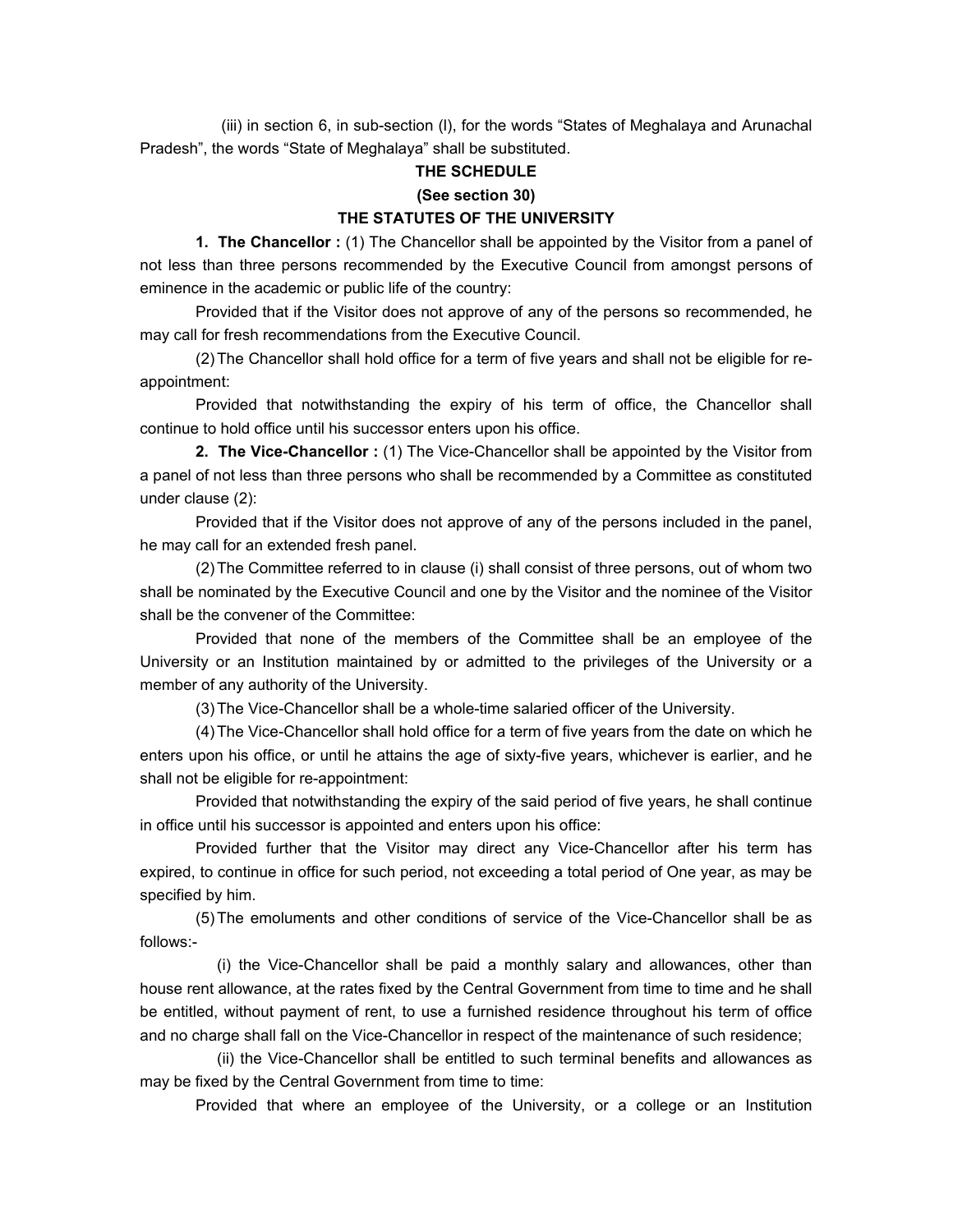(iii) in section 6, in sub-section (l), for the words "States of Meghalaya and Arunachal Pradesh", the words "State of Meghalaya" shall be substituted.

**THE SCHEDULE**

**(See section 30)**

**THE STATUTES OF THE UNIVERSITY**

**1. The Chancellor :** (1) The Chancellor shall be appointed by the Visitor from a panel of not less than three persons recommended by the Executive Council from amongst persons of eminence in the academic or public life of the country:

Provided that if the Visitor does not approve of any of the persons so recommended, he may call for fresh recommendations from the Executive Council.

(2) The Chancellor shall hold office for a term of five years and shall not be eligible for re-appointment:

Provided that notwithstanding the expiry of his term of office, the Chancellor shall continue to hold office until his successor enters upon his office.

**2. The Vice-Chancellor :** (1) The Vice-Chancellor shall be appointed by the Visitor from a panel of not less than three persons who shall be recommended by a Committee as constituted under clause (2):

Provided that if the Visitor does not approve of any of the persons included in the panel, he may call for an extended fresh panel.

(2) The Committee referred to in clause (i) shall consist of three persons, out of whom two shall be nominated by the Executive Council and one by the Visitor and the nominee of the Visitor shall be the convener of the Committee:

Provided that none of the members of the Committee shall be an employee of the University or an Institution maintained by or admitted to the privileges of the University or a member of any authority of the University.

(3) The Vice-Chancellor shall be a whole-time salaried officer of the University.

(4) The Vice-Chancellor shall hold office for a term of five years from the date on which he enters upon his office, or until he attains the age of sixty-five years, whichever is earlier, and he shall not be eligible for re-appointment:

Provided that notwithstanding the expiry of the said period of five years, he shall continue in office until his successor is appointed and enters upon his office:

Provided further that the Visitor may direct any Vice-Chancellor after his term has expired, to continue in office for such period, not exceeding a total period of One year, as may be specified by him.

(5) The emoluments and other conditions of service of the Vice-Chancellor shall be as follows:-

(i) the Vice-Chancellor shall be paid a monthly salary and allowances, other than house rent allowance, at the rates fixed by the Central Government from time to time and he shall be entitled, without payment of rent, to use a furnished residence throughout his term of office and no charge shall fall on the Vice-Chancellor in respect of the maintenance of such residence;

(ii) the Vice-Chancellor shall be entitled to such terminal benefits and allowances as may be fixed by the Central Government from time to time:

Provided that where an employee of the University, or a college or an Institution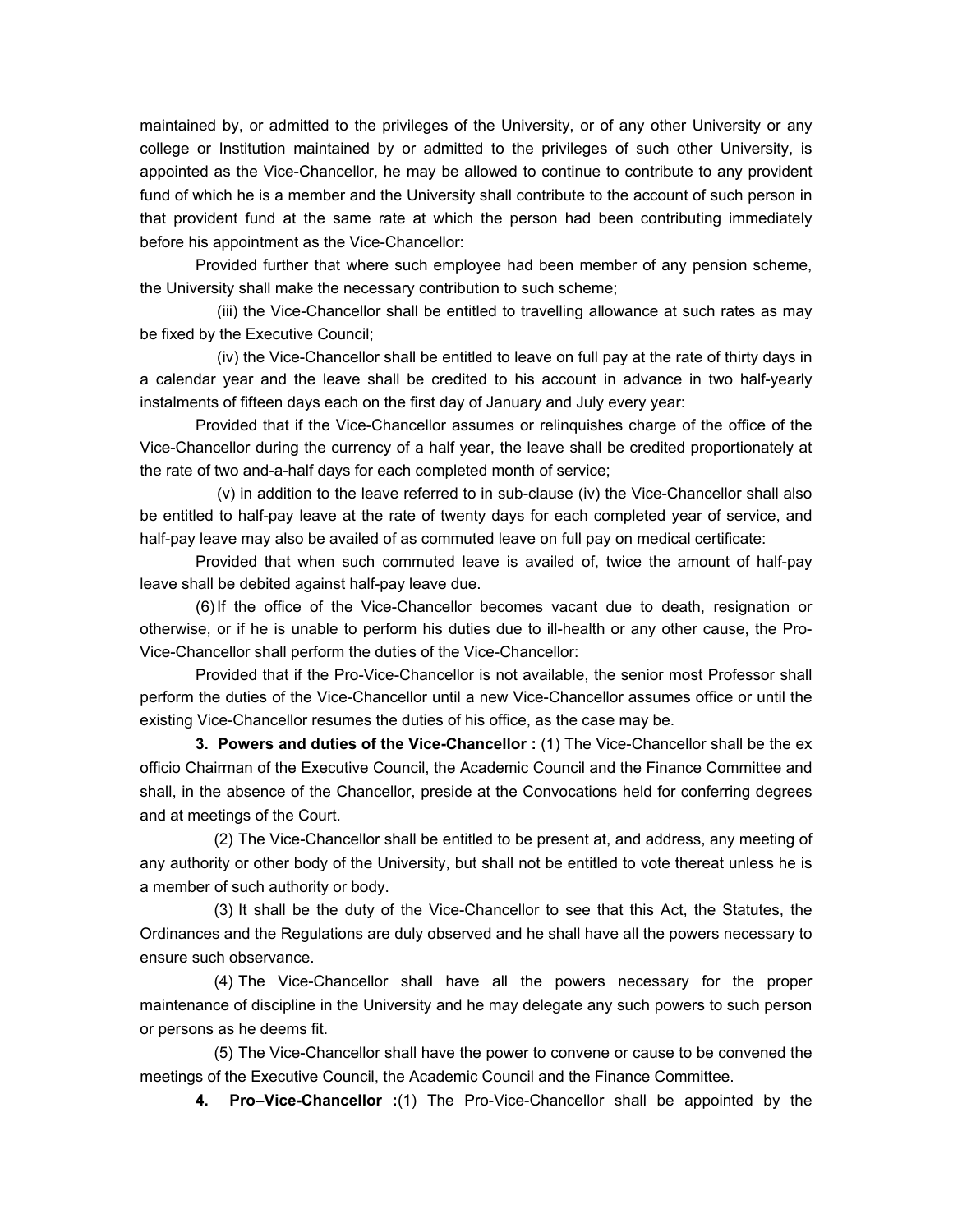maintained by, or admitted to the privileges of the University, or of any other University or any college or Institution maintained by or admitted to the privileges of such other University, is appointed as the Vice-Chancellor, he may be allowed to continue to contribute to any provident fund of which he is a member and the University shall contribute to the account of such person in that provident fund at the same rate at which the person had been contributing immediately before his appointment as the Vice-Chancellor:

Provided further that where such employee had been member of any pension scheme, the University shall make the necessary contribution to such scheme;

(iii) the Vice-Chancellor shall be entitled to travelling allowance at such rates as may be fixed by the Executive Council;

(iv) the Vice-Chancellor shall be entitled to leave on full pay at the rate of thirty days in a calendar year and the leave shall be credited to his account in advance in two half-yearly instalments of fifteen days each on the first day of January and July every year:

Provided that if the Vice-Chancellor assumes or relinquishes charge of the office of the Vice-Chancellor during the currency of a half year, the leave shall be credited proportionately at the rate of two and-a-half days for each completed month of service;

(v) in addition to the leave referred to in sub-clause (iv) the Vice-Chancellor shall also be entitled to half-pay leave at the rate of twenty days for each completed year of service, and half-pay leave may also be availed of as commuted leave on full pay on medical certificate:

Provided that when such commuted leave is availed of, twice the amount of half-pay leave shall be debited against half-pay leave due.

(6) If the office of the Vice-Chancellor becomes vacant due to death, resignation or otherwise, or if he is unable to perform his duties due to ill-health or any other cause, the Pro-Vice-Chancellor shall perform the duties of the Vice-Chancellor:

Provided that if the Pro-Vice-Chancellor is not available, the senior most Professor shall perform the duties of the Vice-Chancellor until a new Vice-Chancellor assumes office or until the existing Vice-Chancellor resumes the duties of his office, as the case may be.

**3. Powers and duties of the Vice-Chancellor :** (1) The Vice-Chancellor shall be the ex officio Chairman of the Executive Council, the Academic Council and the Finance Committee and shall, in the absence of the Chancellor, preside at the Convocations held for conferring degrees and at meetings of the Court.

(2) The Vice-Chancellor shall be entitled to be present at, and address, any meeting of any authority or other body of the University, but shall not be entitled to vote thereat unless he is a member of such authority or body.

(3) It shall be the duty of the Vice-Chancellor to see that this Act, the Statutes, the Ordinances and the Regulations are duly observed and he shall have all the powers necessary to ensure such observance.

(4) The Vice-Chancellor shall have all the powers necessary for the proper maintenance of discipline in the University and he may delegate any such powers to such person or persons as he deems fit.

(5) The Vice-Chancellor shall have the power to convene or cause to be convened the meetings of the Executive Council, the Academic Council and the Finance Committee.

**4. Pro–Vice-Chancellor :**(1) The Pro-Vice-Chancellor shall be appointed by the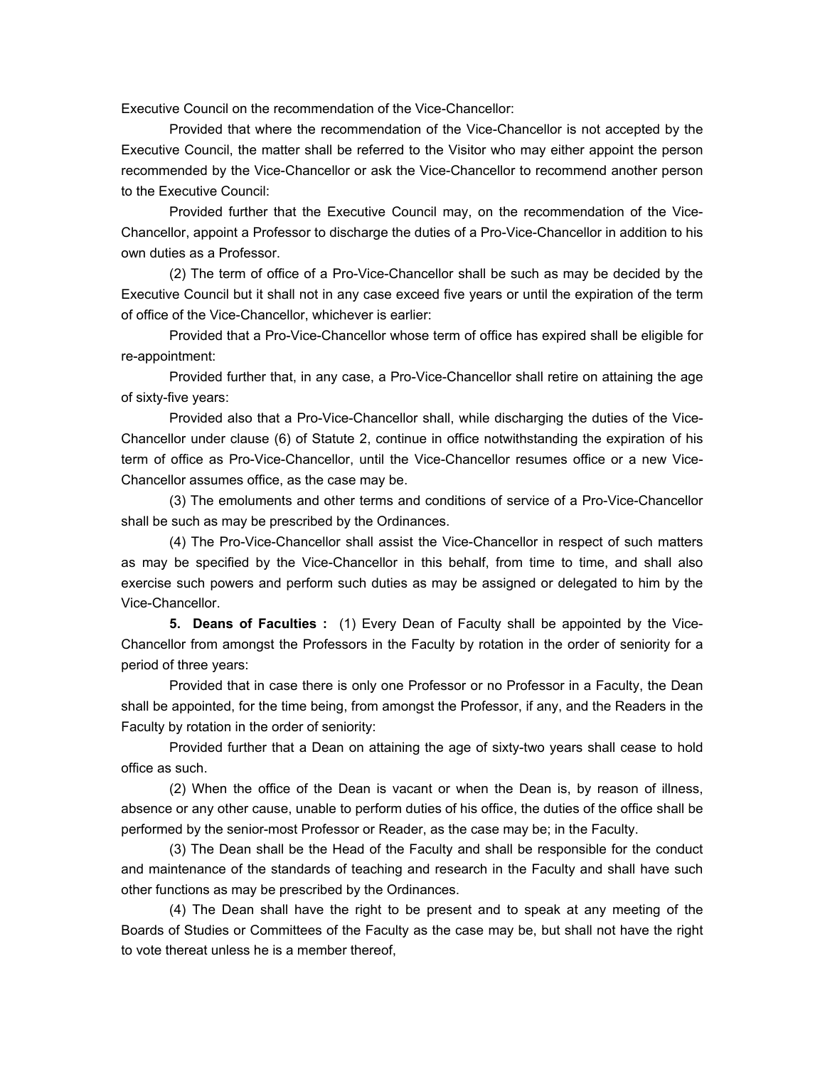Executive Council on the recommendation of the Vice-Chancellor:

Provided that where the recommendation of the Vice-Chancellor is not accepted by the Executive Council, the matter shall be referred to the Visitor who may either appoint the person recommended by the Vice-Chancellor or ask the Vice-Chancellor to recommend another person to the Executive Council:

Provided further that the Executive Council may, on the recommendation of the Vice-Chancellor, appoint a Professor to discharge the duties of a Pro-Vice-Chancellor in addition to his own duties as a Professor.

(2) The term of office of a Pro-Vice-Chancellor shall be such as may be decided by the Executive Council but it shall not in any case exceed five years or until the expiration of the term of office of the Vice-Chancellor, whichever is earlier:

Provided that a Pro-Vice-Chancellor whose term of office has expired shall be eligible for re-appointment:

Provided further that, in any case, a Pro-Vice-Chancellor shall retire on attaining the age of sixty-five years:

Provided also that a Pro-Vice-Chancellor shall, while discharging the duties of the Vice-Chancellor under clause (6) of Statute 2, continue in office notwithstanding the expiration of his term of office as Pro-Vice-Chancellor, until the Vice-Chancellor resumes office or a new Vice-Chancellor assumes office, as the case may be.

(3) The emoluments and other terms and conditions of service of a Pro-Vice-Chancellor shall be such as may be prescribed by the Ordinances.

(4) The Pro-Vice-Chancellor shall assist the Vice-Chancellor in respect of such matters as may be specified by the Vice-Chancellor in this behalf, from time to time, and shall also exercise such powers and perform such duties as may be assigned or delegated to him by the Vice-Chancellor.

**5. Deans of Faculties :** (1) Every Dean of Faculty shall be appointed by the Vice-Chancellor from amongst the Professors in the Faculty by rotation in the order of seniority for a period of three years:

Provided that in case there is only one Professor or no Professor in a Faculty, the Dean shall be appointed, for the time being, from amongst the Professor, if any, and the Readers in the Faculty by rotation in the order of seniority:

Provided further that a Dean on attaining the age of sixty-two years shall cease to hold office as such.

(2) When the office of the Dean is vacant or when the Dean is, by reason of illness, absence or any other cause, unable to perform duties of his office, the duties of the office shall be performed by the senior-most Professor or Reader, as the case may be; in the Faculty.

(3) The Dean shall be the Head of the Faculty and shall be responsible for the conduct and maintenance of the standards of teaching and research in the Faculty and shall have such other functions as may be prescribed by the Ordinances.

(4) The Dean shall have the right to be present and to speak at any meeting of the Boards of Studies or Committees of the Faculty as the case may be, but shall not have the right to vote thereat unless he is a member thereof,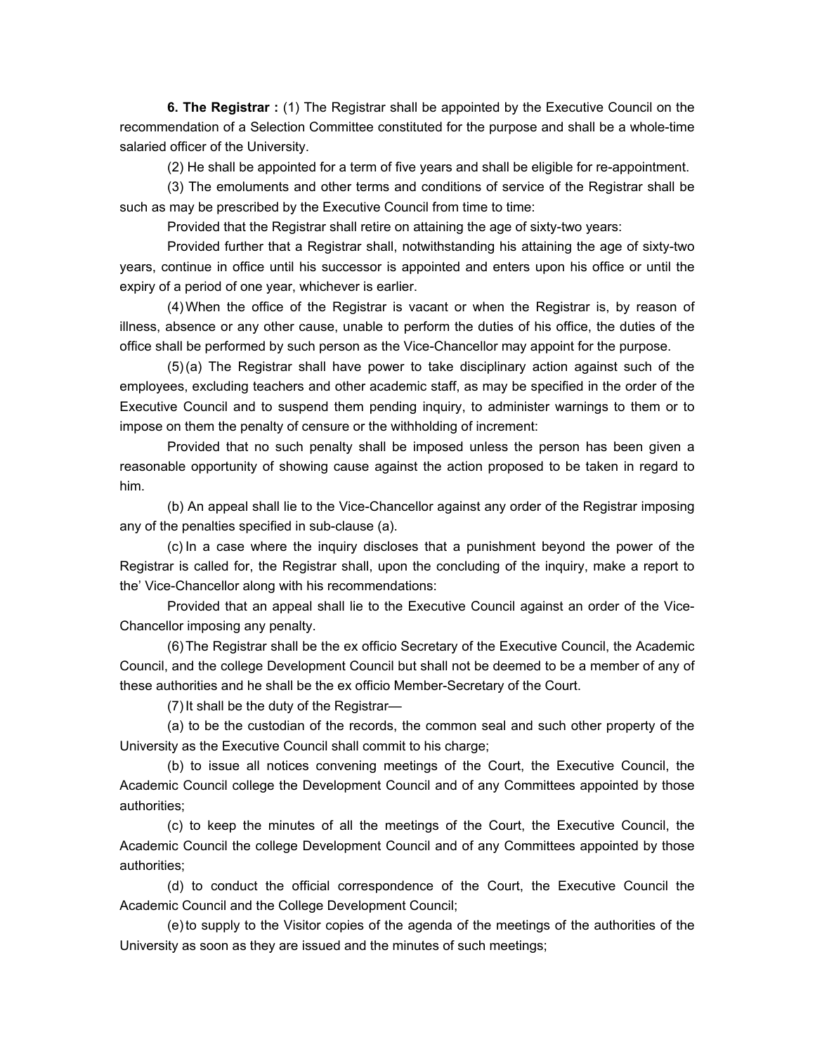**6. The Registrar :** (1) The Registrar shall be appointed by the Executive Council on the recommendation of a Selection Committee constituted for the purpose and shall be a whole-time salaried officer of the University.

(2) He shall be appointed for a term of five years and shall be eligible for re-appointment.

(3) The emoluments and other terms and conditions of service of the Registrar shall be such as may be prescribed by the Executive Council from time to time:

Provided that the Registrar shall retire on attaining the age of sixty-two years:

Provided further that a Registrar shall, notwithstanding his attaining the age of sixty-two years, continue in office until his successor is appointed and enters upon his office or until the expiry of a period of one year, whichever is earlier.

(4) When the office of the Registrar is vacant or when the Registrar is, by reason of illness, absence or any other cause, unable to perform the duties of his office, the duties of the office shall be performed by such person as the Vice-Chancellor may appoint for the purpose.

(5) (a) The Registrar shall have power to take disciplinary action against such of the employees, excluding teachers and other academic staff, as may be specified in the order of the Executive Council and to suspend them pending inquiry, to administer warnings to them or to impose on them the penalty of censure or the withholding of increment:

Provided that no such penalty shall be imposed unless the person has been given a reasonable opportunity of showing cause against the action proposed to be taken in regard to him.

(b) An appeal shall lie to the Vice-Chancellor against any order of the Registrar imposing any of the penalties specified in sub-clause (a).

(c) In a case where the inquiry discloses that a punishment beyond the power of the Registrar is called for, the Registrar shall, upon the concluding of the inquiry, make a report to the' Vice-Chancellor along with his recommendations:

Provided that an appeal shall lie to the Executive Council against an order of the Vice-Chancellor imposing any penalty.

(6) The Registrar shall be the ex officio Secretary of the Executive Council, the Academic Council, and the college Development Council but shall not be deemed to be a member of any of these authorities and he shall be the ex officio Member-Secretary of the Court.

(7) It shall be the duty of the Registrar—

(a) to be the custodian of the records, the common seal and such other property of the University as the Executive Council shall commit to his charge;

(b) to issue all notices convening meetings of the Court, the Executive Council, the Academic Council college the Development Council and of any Committees appointed by those authorities;

(c) to keep the minutes of all the meetings of the Court, the Executive Council, the Academic Council the college Development Council and of any Committees appointed by those authorities;

(d) to conduct the official correspondence of the Court, the Executive Council the Academic Council and the College Development Council;

(e) to supply to the Visitor copies of the agenda of the meetings of the authorities of the University as soon as they are issued and the minutes of such meetings;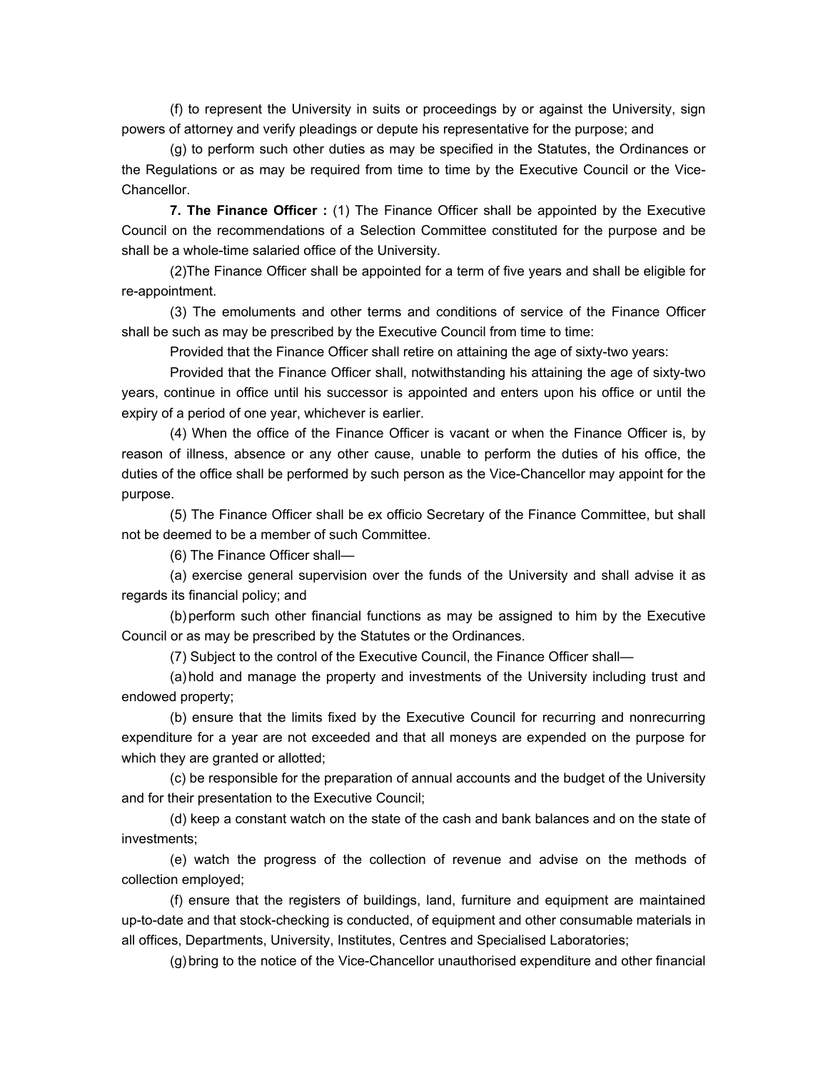(f) to represent the University in suits or proceedings by or against the University, sign powers of attorney and verify pleadings or depute his representative for the purpose; and

(g) to perform such other duties as may be specified in the Statutes, the Ordinances or the Regulations or as may be required from time to time by the Executive Council or the Vice-Chancellor.

**7. The Finance Officer :** (1) The Finance Officer shall be appointed by the Executive Council on the recommendations of a Selection Committee constituted for the purpose and be shall be a whole-time salaried office of the University.

(2)The Finance Officer shall be appointed for a term of five years and shall be eligible for re-appointment.

(3) The emoluments and other terms and conditions of service of the Finance Officer shall be such as may be prescribed by the Executive Council from time to time:

Provided that the Finance Officer shall retire on attaining the age of sixty-two years:

Provided that the Finance Officer shall, notwithstanding his attaining the age of sixty-two years, continue in office until his successor is appointed and enters upon his office or until the expiry of a period of one year, whichever is earlier.

(4) When the office of the Finance Officer is vacant or when the Finance Officer is, by reason of illness, absence or any other cause, unable to perform the duties of his office, the duties of the office shall be performed by such person as the Vice-Chancellor may appoint for the purpose.

(5) The Finance Officer shall be ex officio Secretary of the Finance Committee, but shall not be deemed to be a member of such Committee.

(6) The Finance Officer shall—

(a) exercise general supervision over the funds of the University and shall advise it as regards its financial policy; and

(b) perform such other financial functions as may be assigned to him by the Executive Council or as may be prescribed by the Statutes or the Ordinances.

(7) Subject to the control of the Executive Council, the Finance Officer shall—

(a) hold and manage the property and investments of the University including trust and endowed property;

(b) ensure that the limits fixed by the Executive Council for recurring and nonrecurring expenditure for a year are not exceeded and that all moneys are expended on the purpose for which they are granted or allotted;

(c) be responsible for the preparation of annual accounts and the budget of the University and for their presentation to the Executive Council;

(d) keep a constant watch on the state of the cash and bank balances and on the state of investments;

(e) watch the progress of the collection of revenue and advise on the methods of collection employed;

(f) ensure that the registers of buildings, land, furniture and equipment are maintained up-to-date and that stock-checking is conducted, of equipment and other consumable materials in all offices, Departments, University, Institutes, Centres and Specialised Laboratories;

(g) bring to the notice of the Vice-Chancellor unauthorised expenditure and other financial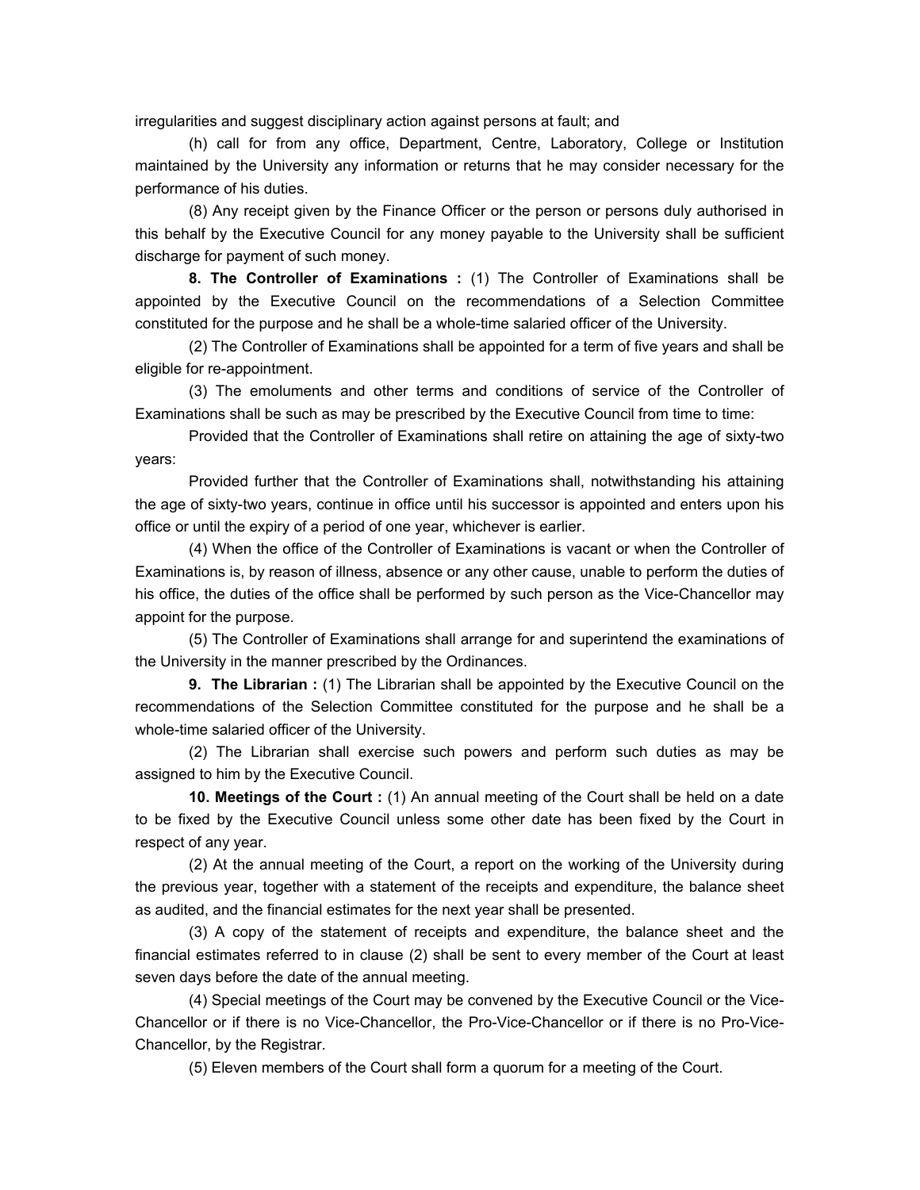irregularities and suggest disciplinary action against persons at fault; and

(h) call for from any office, Department, Centre, Laboratory, College or Institution maintained by the University any information or returns that he may consider necessary for the performance of his duties.

(8) Any receipt given by the Finance Officer or the person or persons duly authorised in this behalf by the Executive Council for any money payable to the University shall be sufficient discharge for payment of such money.

**8. The Controller of Examinations :** (1) The Controller of Examinations shall be appointed by the Executive Council on the recommendations of a Selection Committee constituted for the purpose and he shall be a whole-time salaried officer of the University.

(2) The Controller of Examinations shall be appointed for a term of five years and shall be eligible for re-appointment.

(3) The emoluments and other terms and conditions of service of the Controller of Examinations shall be such as may be prescribed by the Executive Council from time to time:

Provided that the Controller of Examinations shall retire on attaining the age of sixty-two years:

Provided further that the Controller of Examinations shall, notwithstanding his attaining the age of sixty-two years, continue in office until his successor is appointed and enters upon his office or until the expiry of a period of one year, whichever is earlier.

(4) When the office of the Controller of Examinations is vacant or when the Controller of Examinations is, by reason of illness, absence or any other cause, unable to perform the duties of his office, the duties of the office shall be performed by such person as the Vice-Chancellor may appoint for the purpose.

(5) The Controller of Examinations shall arrange for and superintend the examinations of the University in the manner prescribed by the Ordinances.

**9. The Librarian :** (1) The Librarian shall be appointed by the Executive Council on the recommendations of the Selection Committee constituted for the purpose and he shall be a whole-time salaried officer of the University.

(2) The Librarian shall exercise such powers and perform such duties as may be assigned to him by the Executive Council.

**10. Meetings of the Court :** (1) An annual meeting of the Court shall be held on a date to be fixed by the Executive Council unless some other date has been fixed by the Court in respect of any year.

(2) At the annual meeting of the Court, a report on the working of the University during the previous year, together with a statement of the receipts and expenditure, the balance sheet as audited, and the financial estimates for the next year shall be presented.

(3) A copy of the statement of receipts and expenditure, the balance sheet and the financial estimates referred to in clause (2) shall be sent to every member of the Court at least seven days before the date of the annual meeting.

(4) Special meetings of the Court may be convened by the Executive Council or the Vice-Chancellor or if there is no Vice-Chancellor, the Pro-Vice-Chancellor or if there is no Pro-Vice-Chancellor, by the Registrar.

(5) Eleven members of the Court shall form a quorum for a meeting of the Court.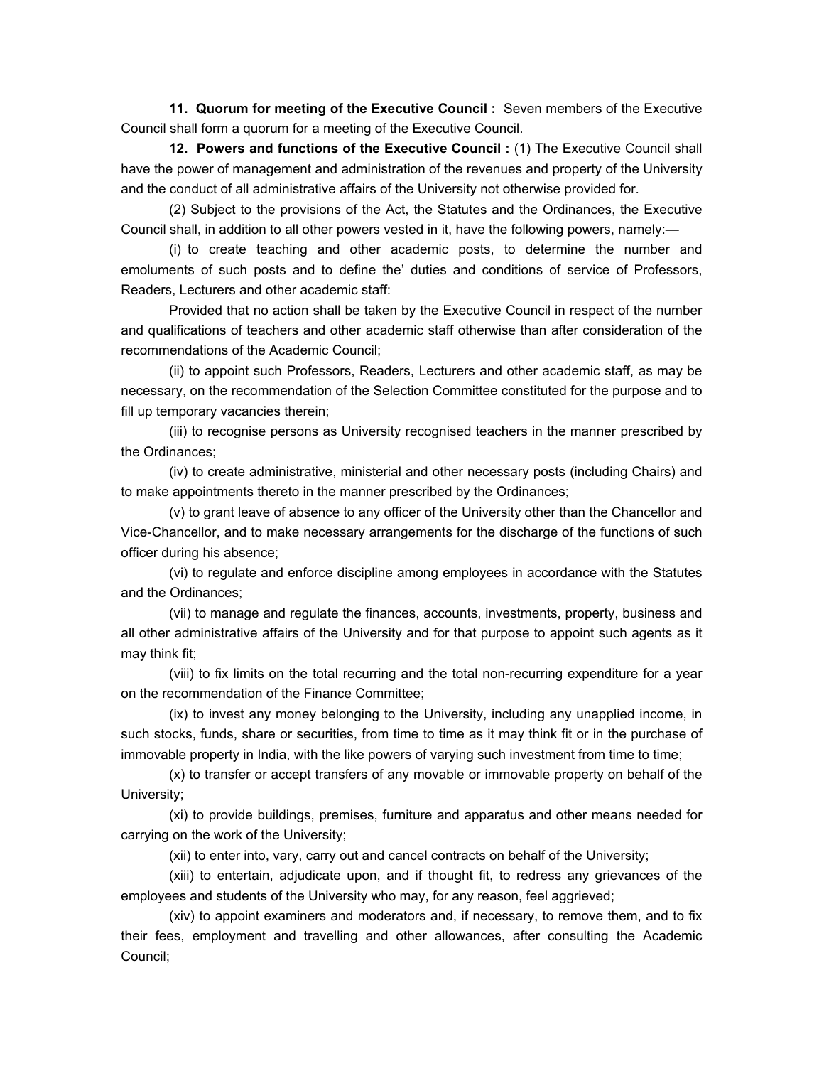**11. Quorum for meeting of the Executive Council :** Seven members of the Executive Council shall form a quorum for a meeting of the Executive Council.

**12. Powers and functions of the Executive Council :** (1) The Executive Council shall have the power of management and administration of the revenues and property of the University and the conduct of all administrative affairs of the University not otherwise provided for.

(2) Subject to the provisions of the Act, the Statutes and the Ordinances, the Executive Council shall, in addition to all other powers vested in it, have the following powers, namely:—

(i) to create teaching and other academic posts, to determine the number and emoluments of such posts and to define the' duties and conditions of service of Professors, Readers, Lecturers and other academic staff:

Provided that no action shall be taken by the Executive Council in respect of the number and qualifications of teachers and other academic staff otherwise than after consideration of the recommendations of the Academic Council;

(ii) to appoint such Professors, Readers, Lecturers and other academic staff, as may be necessary, on the recommendation of the Selection Committee constituted for the purpose and to fill up temporary vacancies therein;

(iii) to recognise persons as University recognised teachers in the manner prescribed by the Ordinances;

(iv) to create administrative, ministerial and other necessary posts (including Chairs) and to make appointments thereto in the manner prescribed by the Ordinances;

(v) to grant leave of absence to any officer of the University other than the Chancellor and Vice-Chancellor, and to make necessary arrangements for the discharge of the functions of such officer during his absence;

(vi) to regulate and enforce discipline among employees in accordance with the Statutes and the Ordinances;

(vii) to manage and regulate the finances, accounts, investments, property, business and all other administrative affairs of the University and for that purpose to appoint such agents as it may think fit;

(viii) to fix limits on the total recurring and the total non-recurring expenditure for a year on the recommendation of the Finance Committee;

(ix) to invest any money belonging to the University, including any unapplied income, in such stocks, funds, share or securities, from time to time as it may think fit or in the purchase of immovable property in India, with the like powers of varying such investment from time to time;

(x) to transfer or accept transfers of any movable or immovable property on behalf of the University;

(xi) to provide buildings, premises, furniture and apparatus and other means needed for carrying on the work of the University;

(xii) to enter into, vary, carry out and cancel contracts on behalf of the University;

(xiii) to entertain, adjudicate upon, and if thought fit, to redress any grievances of the employees and students of the University who may, for any reason, feel aggrieved;

(xiv) to appoint examiners and moderators and, if necessary, to remove them, and to fix their fees, employment and travelling and other allowances, after consulting the Academic Council;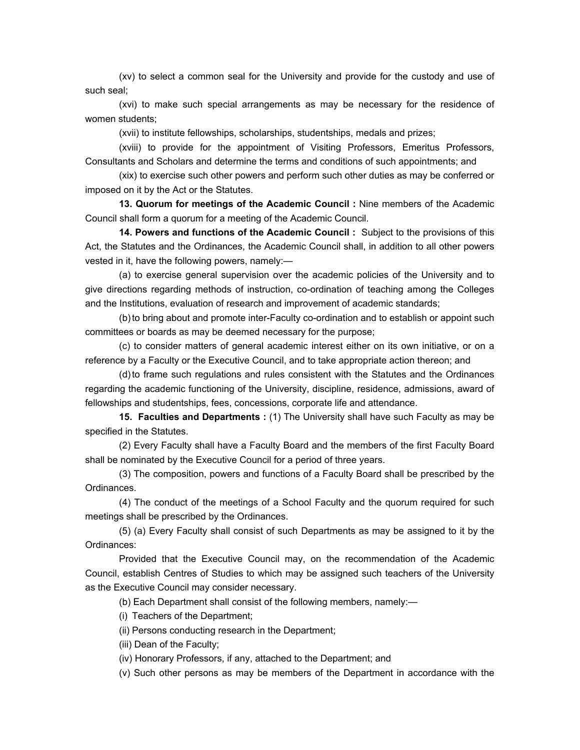(xv) to select a common seal for the University and provide for the custody and use of such seal;

(xvi) to make such special arrangements as may be necessary for the residence of women students;

(xvii) to institute fellowships, scholarships, studentships, medals and prizes;

(xviii) to provide for the appointment of Visiting Professors, Emeritus Professors, Consultants and Scholars and determine the terms and conditions of such appointments; and

(xix) to exercise such other powers and perform such other duties as may be conferred or imposed on it by the Act or the Statutes.

**13. Quorum for meetings of the Academic Council :** Nine members of the Academic Council shall form a quorum for a meeting of the Academic Council.

**14. Powers and functions of the Academic Council :** Subject to the provisions of this Act, the Statutes and the Ordinances, the Academic Council shall, in addition to all other powers vested in it, have the following powers, namely:—

(a) to exercise general supervision over the academic policies of the University and to give directions regarding methods of instruction, co-ordination of teaching among the Colleges and the Institutions, evaluation of research and improvement of academic standards;

(b) to bring about and promote inter-Faculty co-ordination and to establish or appoint such committees or boards as may be deemed necessary for the purpose;

(c) to consider matters of general academic interest either on its own initiative, or on a reference by a Faculty or the Executive Council, and to take appropriate action thereon; and

(d) to frame such regulations and rules consistent with the Statutes and the Ordinances regarding the academic functioning of the University, discipline, residence, admissions, award of fellowships and studentships, fees, concessions, corporate life and attendance.

**15. Faculties and Departments :** (1) The University shall have such Faculty as may be specified in the Statutes.

(2) Every Faculty shall have a Faculty Board and the members of the first Faculty Board shall be nominated by the Executive Council for a period of three years.

(3) The composition, powers and functions of a Faculty Board shall be prescribed by the Ordinances.

(4) The conduct of the meetings of a School Faculty and the quorum required for such meetings shall be prescribed by the Ordinances.

(5) (a) Every Faculty shall consist of such Departments as may be assigned to it by the Ordinances:

Provided that the Executive Council may, on the recommendation of the Academic Council, establish Centres of Studies to which may be assigned such teachers of the University as the Executive Council may consider necessary.

(b) Each Department shall consist of the following members, namely:—

(i) Teachers of the Department;

(ii) Persons conducting research in the Department;

(iii) Dean of the Faculty;

(iv) Honorary Professors, if any, attached to the Department; and

(v) Such other persons as may be members of the Department in accordance with the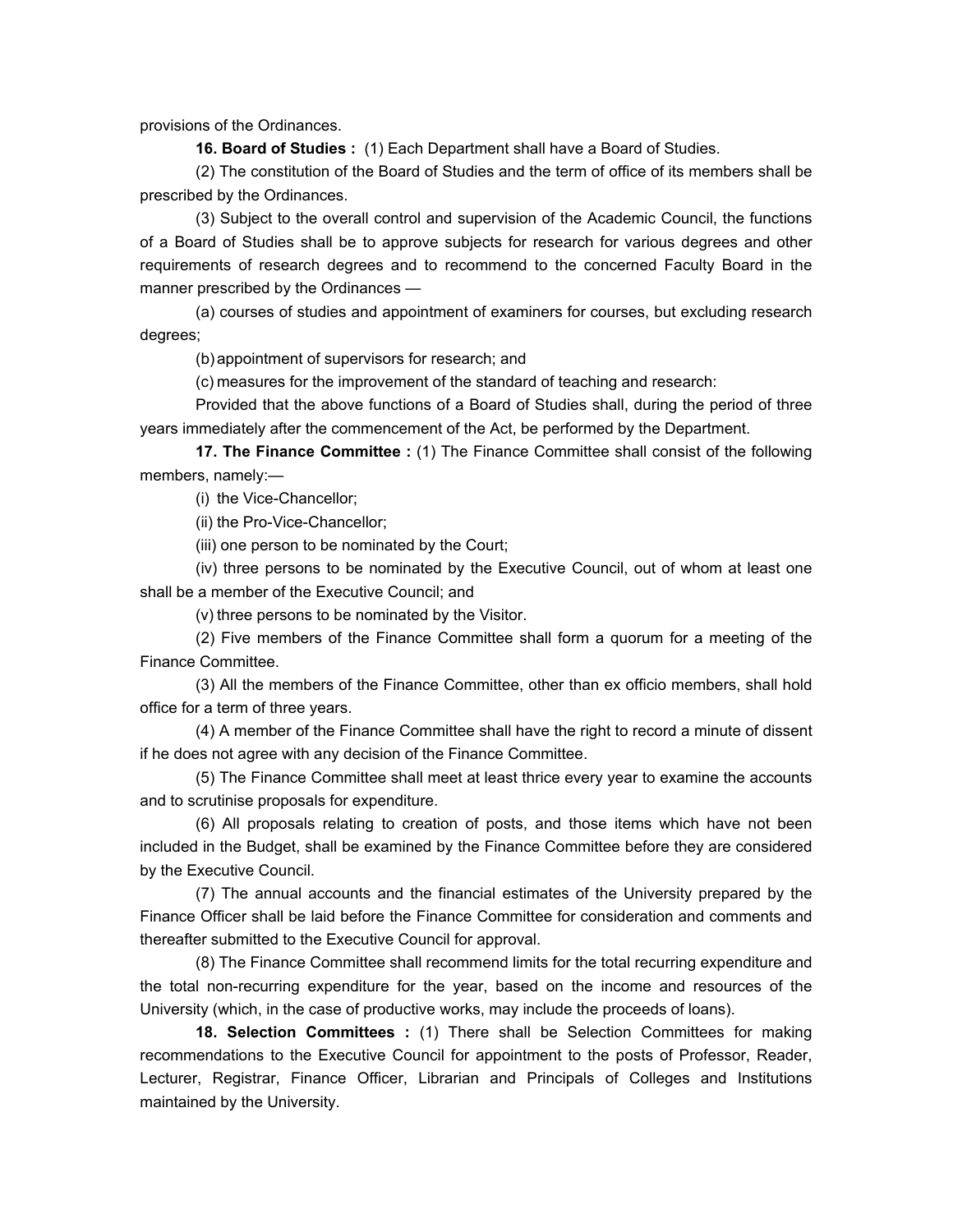provisions of the Ordinances.

**16. Board of Studies :** (1) Each Department shall have a Board of Studies.

(2) The constitution of the Board of Studies and the term of office of its members shall be prescribed by the Ordinances.

(3) Subject to the overall control and supervision of the Academic Council, the functions of a Board of Studies shall be to approve subjects for research for various degrees and other requirements of research degrees and to recommend to the concerned Faculty Board in the manner prescribed by the Ordinances —

(a) courses of studies and appointment of examiners for courses, but excluding research degrees;

(b) appointment of supervisors for research; and

(c) measures for the improvement of the standard of teaching and research:

Provided that the above functions of a Board of Studies shall, during the period of three years immediately after the commencement of the Act, be performed by the Department.

**17. The Finance Committee :** (1) The Finance Committee shall consist of the following members, namely:—

(i) the Vice-Chancellor;

(ii) the Pro-Vice-Chancellor;

(iii) one person to be nominated by the Court;

(iv) three persons to be nominated by the Executive Council, out of whom at least one shall be a member of the Executive Council; and

(v) three persons to be nominated by the Visitor.

(2) Five members of the Finance Committee shall form a quorum for a meeting of the Finance Committee.

(3) All the members of the Finance Committee, other than ex officio members, shall hold office for a term of three years.

(4) A member of the Finance Committee shall have the right to record a minute of dissent if he does not agree with any decision of the Finance Committee.

(5) The Finance Committee shall meet at least thrice every year to examine the accounts and to scrutinise proposals for expenditure.

(6) All proposals relating to creation of posts, and those items which have not been included in the Budget, shall be examined by the Finance Committee before they are considered by the Executive Council.

(7) The annual accounts and the financial estimates of the University prepared by the Finance Officer shall be laid before the Finance Committee for consideration and comments and thereafter submitted to the Executive Council for approval.

(8) The Finance Committee shall recommend limits for the total recurring expenditure and the total non-recurring expenditure for the year, based on the income and resources of the University (which, in the case of productive works, may include the proceeds of loans).

**18. Selection Committees :** (1) There shall be Selection Committees for making recommendations to the Executive Council for appointment to the posts of Professor, Reader, Lecturer, Registrar, Finance Officer, Librarian and Principals of Colleges and Institutions maintained by the University.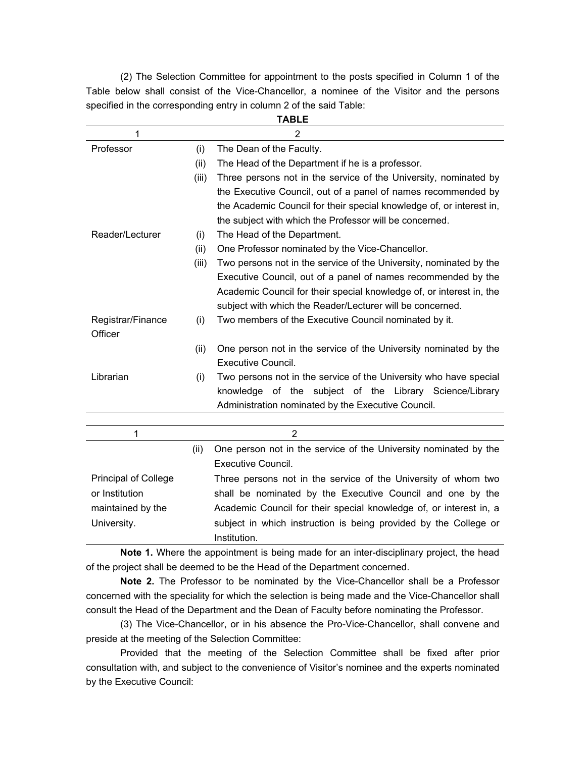(2) The Selection Committee for appointment to the posts specified in Column 1 of the Table below shall consist of the Vice-Chancellor, a nominee of the Visitor and the persons specified in the corresponding entry in column 2 of the said Table:

**TABLE**

| 1 | | 2 |
|---|---|---|
| Professor | (i) | The Dean of the Faculty. |
| | (ii) | The Head of the Department if he is a professor. |
| | (iii) | Three persons not in the service of the University, nominated by the Executive Council, out of a panel of names recommended by the Academic Council for their special knowledge of, or interest in, the subject with which the Professor will be concerned. |
| Reader/Lecturer | (i) | The Head of the Department. |
| | (ii) | One Professor nominated by the Vice-Chancellor. |
| | (iii) | Two persons not in the service of the University, nominated by the Executive Council, out of a panel of names recommended by the Academic Council for their special knowledge of, or interest in, the subject with which the Reader/Lecturer will be concerned. |
| Registrar/Finance Officer | (i) | Two members of the Executive Council nominated by it. |
| | (ii) | One person not in the service of the University nominated by the Executive Council. |
| Librarian | (i) | Two persons not in the service of the University who have special knowledge of the subject of the Library Science/Library Administration nominated by the Executive Council. |
| | (ii) | One person not in the service of the University nominated by the Executive Council. |
| Principal of College or Institution maintained by the University. | | Three persons not in the service of the University of whom two shall be nominated by the Executive Council and one by the Academic Council for their special knowledge of, or interest in, a subject in which instruction is being provided by the College or Institution. |

**Note 1.** Where the appointment is being made for an inter-disciplinary project, the head of the project shall be deemed to be the Head of the Department concerned.

**Note 2.** The Professor to be nominated by the Vice-Chancellor shall be a Professor concerned with the speciality for which the selection is being made and the Vice-Chancellor shall consult the Head of the Department and the Dean of Faculty before nominating the Professor.

(3) The Vice-Chancellor, or in his absence the Pro-Vice-Chancellor, shall convene and preside at the meeting of the Selection Committee:

Provided that the meeting of the Selection Committee shall be fixed after prior consultation with, and subject to the convenience of Visitor's nominee and the experts nominated by the Executive Council: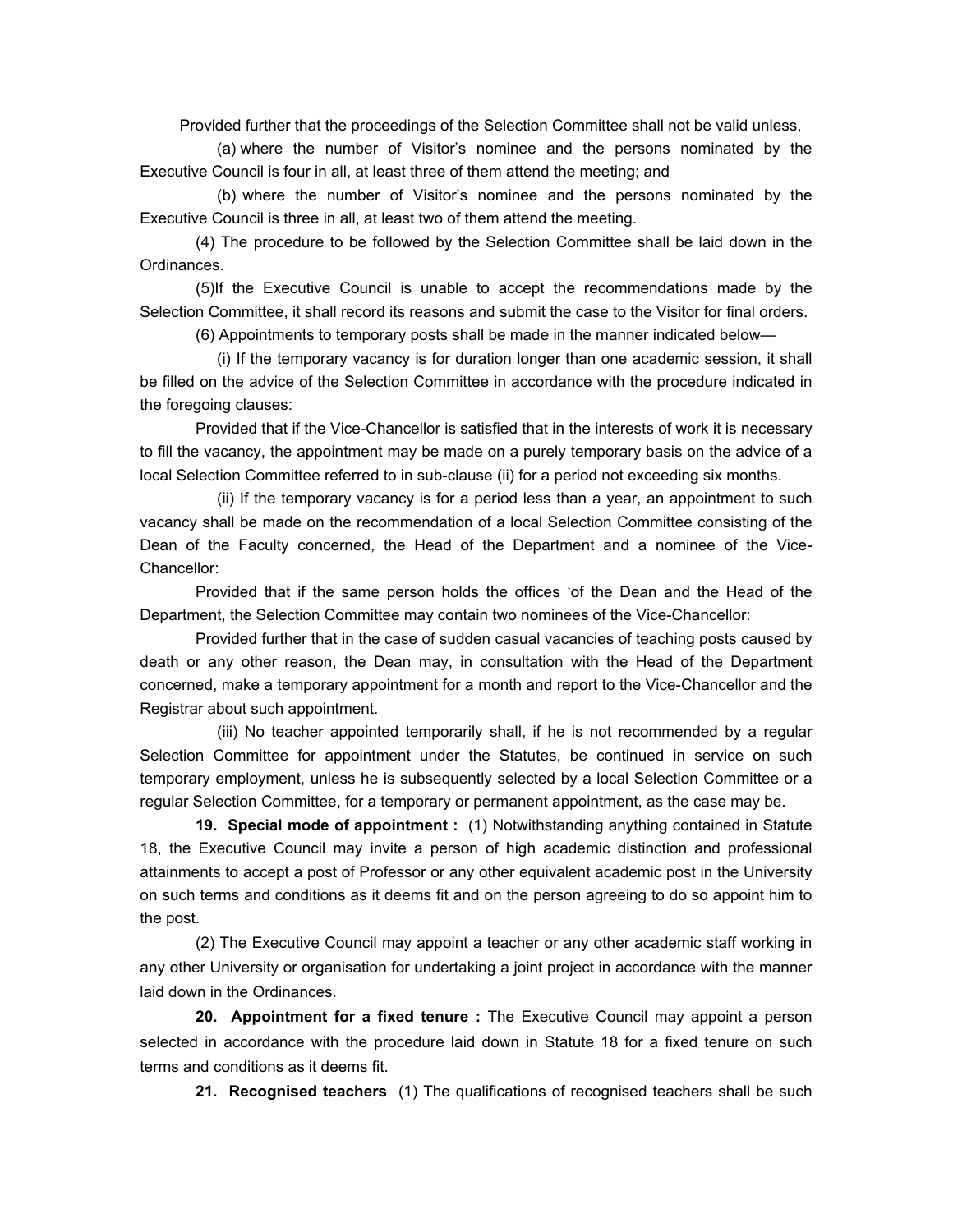Provided further that the proceedings of the Selection Committee shall not be valid unless,

(a) where the number of Visitor's nominee and the persons nominated by the Executive Council is four in all, at least three of them attend the meeting; and

(b) where the number of Visitor's nominee and the persons nominated by the Executive Council is three in all, at least two of them attend the meeting.

(4) The procedure to be followed by the Selection Committee shall be laid down in the Ordinances.

(5)If the Executive Council is unable to accept the recommendations made by the Selection Committee, it shall record its reasons and submit the case to the Visitor for final orders.

(6) Appointments to temporary posts shall be made in the manner indicated below—

(i) If the temporary vacancy is for duration longer than one academic session, it shall be filled on the advice of the Selection Committee in accordance with the procedure indicated in the foregoing clauses:

Provided that if the Vice-Chancellor is satisfied that in the interests of work it is necessary to fill the vacancy, the appointment may be made on a purely temporary basis on the advice of a local Selection Committee referred to in sub-clause (ii) for a period not exceeding six months.

(ii) If the temporary vacancy is for a period less than a year, an appointment to such vacancy shall be made on the recommendation of a local Selection Committee consisting of the Dean of the Faculty concerned, the Head of the Department and a nominee of the Vice-Chancellor:

Provided that if the same person holds the offices 'of the Dean and the Head of the Department, the Selection Committee may contain two nominees of the Vice-Chancellor:

Provided further that in the case of sudden casual vacancies of teaching posts caused by death or any other reason, the Dean may, in consultation with the Head of the Department concerned, make a temporary appointment for a month and report to the Vice-Chancellor and the Registrar about such appointment.

(iii) No teacher appointed temporarily shall, if he is not recommended by a regular Selection Committee for appointment under the Statutes, be continued in service on such temporary employment, unless he is subsequently selected by a local Selection Committee or a regular Selection Committee, for a temporary or permanent appointment, as the case may be.

**19. Special mode of appointment :** (1) Notwithstanding anything contained in Statute 18, the Executive Council may invite a person of high academic distinction and professional attainments to accept a post of Professor or any other equivalent academic post in the University on such terms and conditions as it deems fit and on the person agreeing to do so appoint him to the post.

(2) The Executive Council may appoint a teacher or any other academic staff working in any other University or organisation for undertaking a joint project in accordance with the manner laid down in the Ordinances.

**20. Appointment for a fixed tenure :** The Executive Council may appoint a person selected in accordance with the procedure laid down in Statute 18 for a fixed tenure on such terms and conditions as it deems fit.

**21. Recognised teachers** (1) The qualifications of recognised teachers shall be such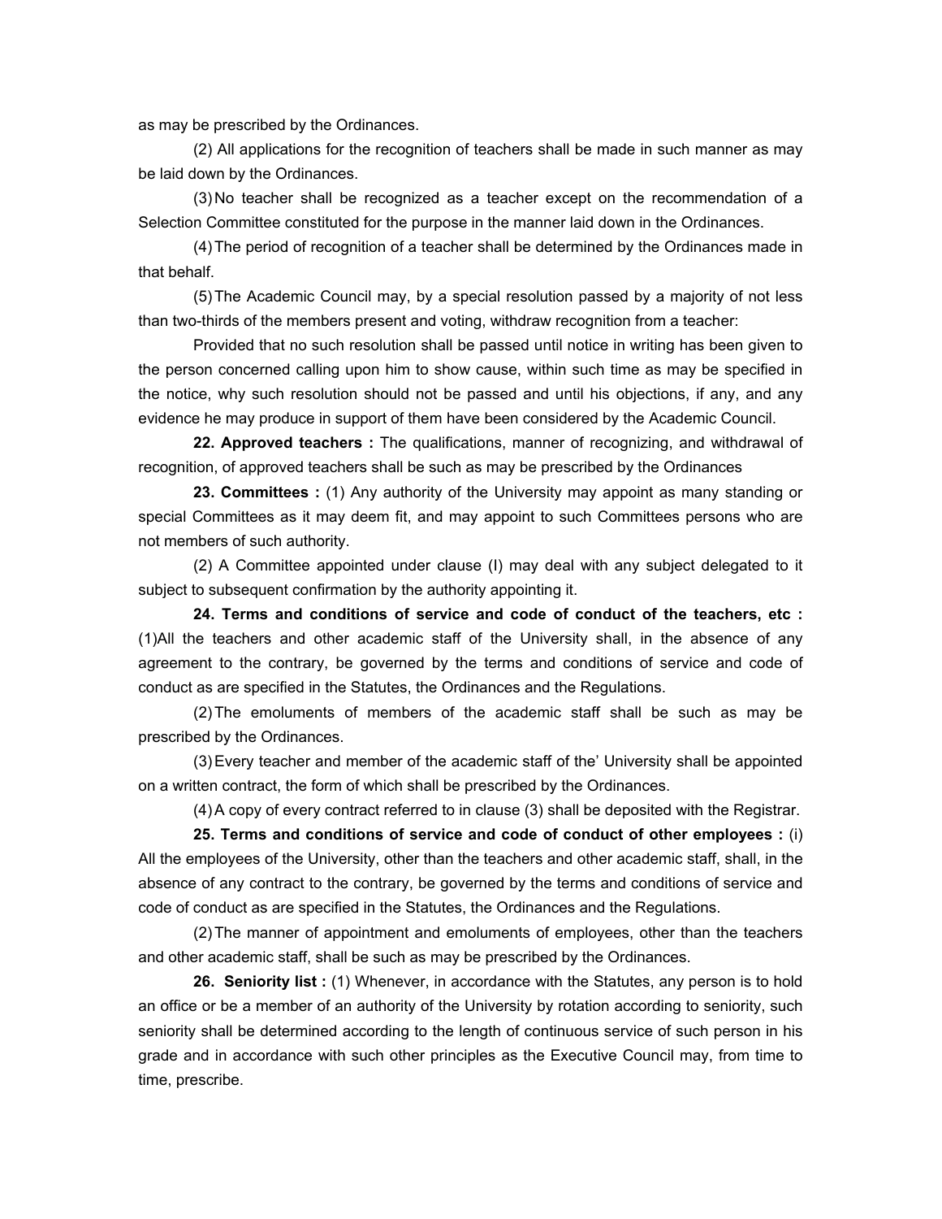as may be prescribed by the Ordinances.

(2) All applications for the recognition of teachers shall be made in such manner as may be laid down by the Ordinances.

(3) No teacher shall be recognized as a teacher except on the recommendation of a Selection Committee constituted for the purpose in the manner laid down in the Ordinances.

(4) The period of recognition of a teacher shall be determined by the Ordinances made in that behalf.

(5) The Academic Council may, by a special resolution passed by a majority of not less than two-thirds of the members present and voting, withdraw recognition from a teacher:

Provided that no such resolution shall be passed until notice in writing has been given to the person concerned calling upon him to show cause, within such time as may be specified in the notice, why such resolution should not be passed and until his objections, if any, and any evidence he may produce in support of them have been considered by the Academic Council.

**22. Approved teachers :** The qualifications, manner of recognizing, and withdrawal of recognition, of approved teachers shall be such as may be prescribed by the Ordinances

**23. Committees :** (1) Any authority of the University may appoint as many standing or special Committees as it may deem fit, and may appoint to such Committees persons who are not members of such authority.

(2) A Committee appointed under clause (I) may deal with any subject delegated to it subject to subsequent confirmation by the authority appointing it.

**24. Terms and conditions of service and code of conduct of the teachers, etc :** (1)All the teachers and other academic staff of the University shall, in the absence of any agreement to the contrary, be governed by the terms and conditions of service and code of conduct as are specified in the Statutes, the Ordinances and the Regulations.

(2) The emoluments of members of the academic staff shall be such as may be prescribed by the Ordinances.

(3) Every teacher and member of the academic staff of the' University shall be appointed on a written contract, the form of which shall be prescribed by the Ordinances.

(4) A copy of every contract referred to in clause (3) shall be deposited with the Registrar.

**25. Terms and conditions of service and code of conduct of other employees :** (i) All the employees of the University, other than the teachers and other academic staff, shall, in the absence of any contract to the contrary, be governed by the terms and conditions of service and code of conduct as are specified in the Statutes, the Ordinances and the Regulations.

(2) The manner of appointment and emoluments of employees, other than the teachers and other academic staff, shall be such as may be prescribed by the Ordinances.

**26. Seniority list :** (1) Whenever, in accordance with the Statutes, any person is to hold an office or be a member of an authority of the University by rotation according to seniority, such seniority shall be determined according to the length of continuous service of such person in his grade and in accordance with such other principles as the Executive Council may, from time to time, prescribe.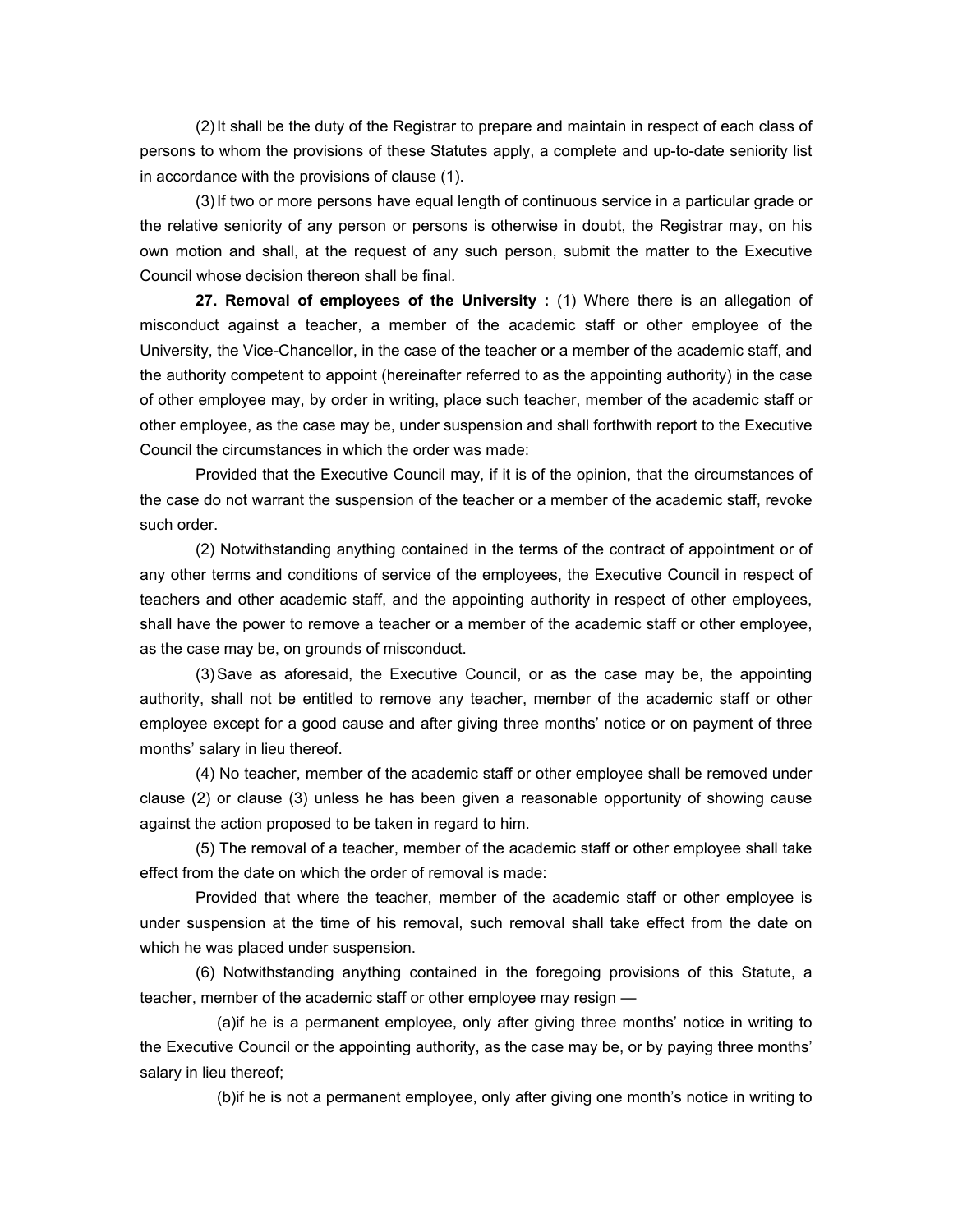(2) It shall be the duty of the Registrar to prepare and maintain in respect of each class of persons to whom the provisions of these Statutes apply, a complete and up-to-date seniority list in accordance with the provisions of clause (1).

(3) If two or more persons have equal length of continuous service in a particular grade or the relative seniority of any person or persons is otherwise in doubt, the Registrar may, on his own motion and shall, at the request of any such person, submit the matter to the Executive Council whose decision thereon shall be final.

**27. Removal of employees of the University :** (1) Where there is an allegation of misconduct against a teacher, a member of the academic staff or other employee of the University, the Vice-Chancellor, in the case of the teacher or a member of the academic staff, and the authority competent to appoint (hereinafter referred to as the appointing authority) in the case of other employee may, by order in writing, place such teacher, member of the academic staff or other employee, as the case may be, under suspension and shall forthwith report to the Executive Council the circumstances in which the order was made:

Provided that the Executive Council may, if it is of the opinion, that the circumstances of the case do not warrant the suspension of the teacher or a member of the academic staff, revoke such order.

(2) Notwithstanding anything contained in the terms of the contract of appointment or of any other terms and conditions of service of the employees, the Executive Council in respect of teachers and other academic staff, and the appointing authority in respect of other employees, shall have the power to remove a teacher or a member of the academic staff or other employee, as the case may be, on grounds of misconduct.

(3) Save as aforesaid, the Executive Council, or as the case may be, the appointing authority, shall not be entitled to remove any teacher, member of the academic staff or other employee except for a good cause and after giving three months' notice or on payment of three months' salary in lieu thereof.

(4) No teacher, member of the academic staff or other employee shall be removed under clause (2) or clause (3) unless he has been given a reasonable opportunity of showing cause against the action proposed to be taken in regard to him.

(5) The removal of a teacher, member of the academic staff or other employee shall take effect from the date on which the order of removal is made:

Provided that where the teacher, member of the academic staff or other employee is under suspension at the time of his removal, such removal shall take effect from the date on which he was placed under suspension.

(6) Notwithstanding anything contained in the foregoing provisions of this Statute, a teacher, member of the academic staff or other employee may resign —

(a) if he is a permanent employee, only after giving three months' notice in writing to the Executive Council or the appointing authority, as the case may be, or by paying three months' salary in lieu thereof;

(b) if he is not a permanent employee, only after giving one month's notice in writing to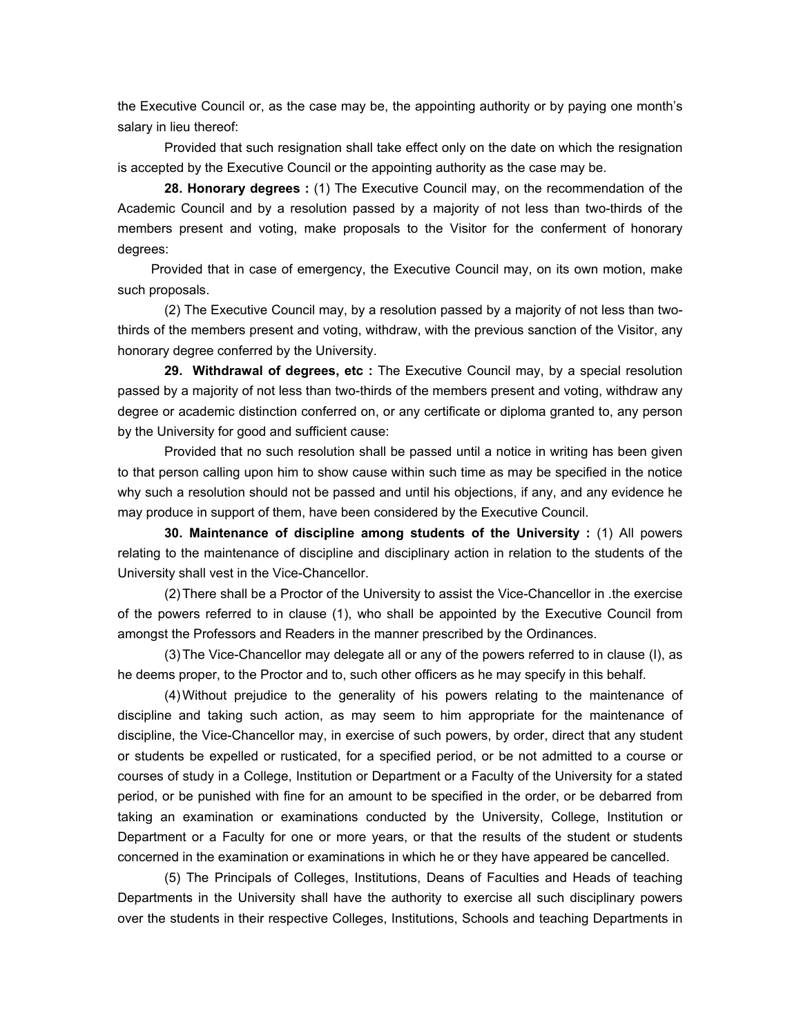the Executive Council or, as the case may be, the appointing authority or by paying one month's salary in lieu thereof:

Provided that such resignation shall take effect only on the date on which the resignation is accepted by the Executive Council or the appointing authority as the case may be.

**28. Honorary degrees :** (1) The Executive Council may, on the recommendation of the Academic Council and by a resolution passed by a majority of not less than two-thirds of the members present and voting, make proposals to the Visitor for the conferment of honorary degrees:

Provided that in case of emergency, the Executive Council may, on its own motion, make such proposals.

(2) The Executive Council may, by a resolution passed by a majority of not less than two-thirds of the members present and voting, withdraw, with the previous sanction of the Visitor, any honorary degree conferred by the University.

**29. Withdrawal of degrees, etc :** The Executive Council may, by a special resolution passed by a majority of not less than two-thirds of the members present and voting, withdraw any degree or academic distinction conferred on, or any certificate or diploma granted to, any person by the University for good and sufficient cause:

Provided that no such resolution shall be passed until a notice in writing has been given to that person calling upon him to show cause within such time as may be specified in the notice why such a resolution should not be passed and until his objections, if any, and any evidence he may produce in support of them, have been considered by the Executive Council.

**30. Maintenance of discipline among students of the University :** (1) All powers relating to the maintenance of discipline and disciplinary action in relation to the students of the University shall vest in the Vice-Chancellor.

(2) There shall be a Proctor of the University to assist the Vice-Chancellor in .the exercise of the powers referred to in clause (1), who shall be appointed by the Executive Council from amongst the Professors and Readers in the manner prescribed by the Ordinances.

(3) The Vice-Chancellor may delegate all or any of the powers referred to in clause (I), as he deems proper, to the Proctor and to, such other officers as he may specify in this behalf.

(4) Without prejudice to the generality of his powers relating to the maintenance of discipline and taking such action, as may seem to him appropriate for the maintenance of discipline, the Vice-Chancellor may, in exercise of such powers, by order, direct that any student or students be expelled or rusticated, for a specified period, or be not admitted to a course or courses of study in a College, Institution or Department or a Faculty of the University for a stated period, or be punished with fine for an amount to be specified in the order, or be debarred from taking an examination or examinations conducted by the University, College, Institution or Department or a Faculty for one or more years, or that the results of the student or students concerned in the examination or examinations in which he or they have appeared be cancelled.

(5) The Principals of Colleges, Institutions, Deans of Faculties and Heads of teaching Departments in the University shall have the authority to exercise all such disciplinary powers over the students in their respective Colleges, Institutions, Schools and teaching Departments in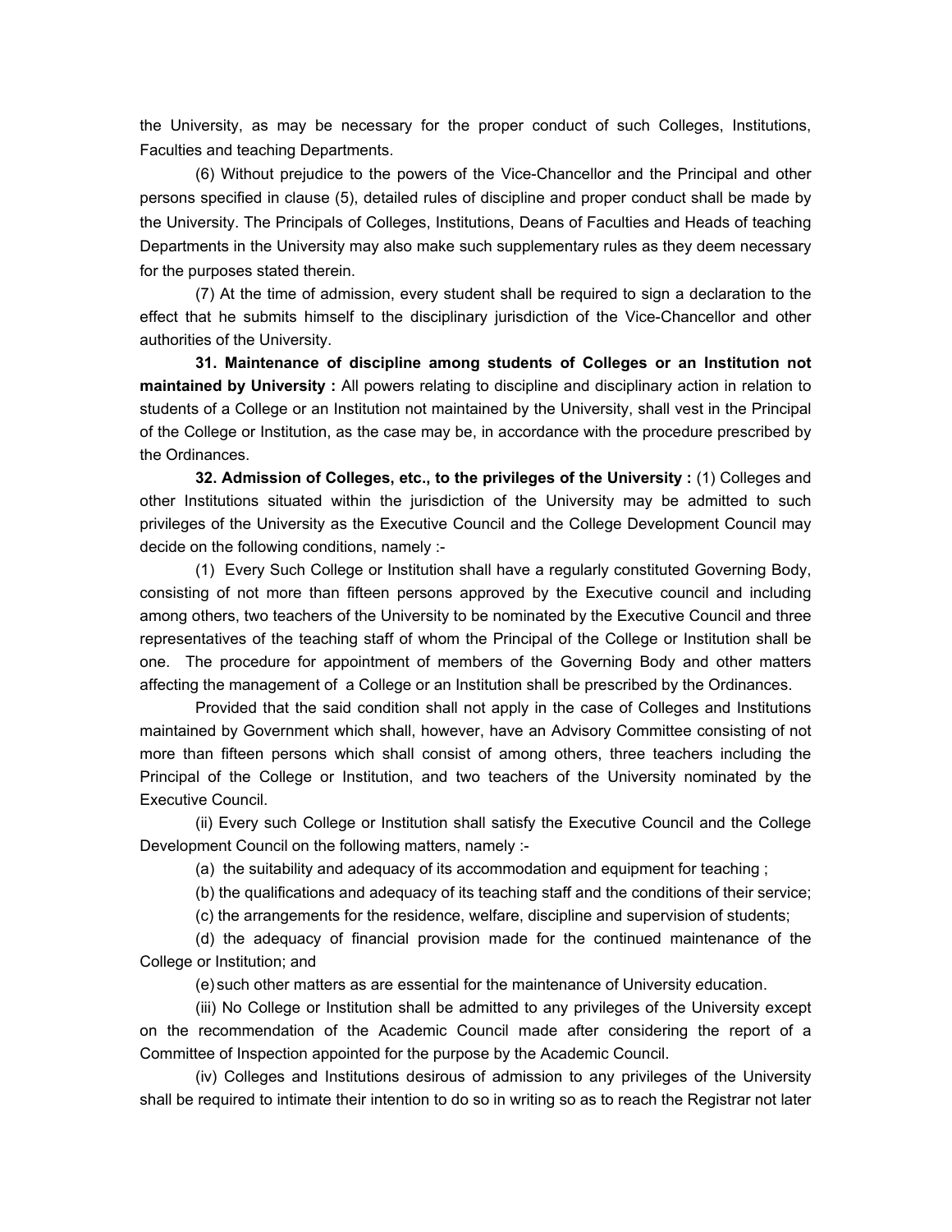the University, as may be necessary for the proper conduct of such Colleges, Institutions, Faculties and teaching Departments.

(6) Without prejudice to the powers of the Vice-Chancellor and the Principal and other persons specified in clause (5), detailed rules of discipline and proper conduct shall be made by the University. The Principals of Colleges, Institutions, Deans of Faculties and Heads of teaching Departments in the University may also make such supplementary rules as they deem necessary for the purposes stated therein.

(7) At the time of admission, every student shall be required to sign a declaration to the effect that he submits himself to the disciplinary jurisdiction of the Vice-Chancellor and other authorities of the University.

**31. Maintenance of discipline among students of Colleges or an Institution not maintained by University :** All powers relating to discipline and disciplinary action in relation to students of a College or an Institution not maintained by the University, shall vest in the Principal of the College or Institution, as the case may be, in accordance with the procedure prescribed by the Ordinances.

**32. Admission of Colleges, etc., to the privileges of the University :** (1) Colleges and other Institutions situated within the jurisdiction of the University may be admitted to such privileges of the University as the Executive Council and the College Development Council may decide on the following conditions, namely :-

(1) Every Such College or Institution shall have a regularly constituted Governing Body, consisting of not more than fifteen persons approved by the Executive council and including among others, two teachers of the University to be nominated by the Executive Council and three representatives of the teaching staff of whom the Principal of the College or Institution shall be one. The procedure for appointment of members of the Governing Body and other matters affecting the management of a College or an Institution shall be prescribed by the Ordinances.

Provided that the said condition shall not apply in the case of Colleges and Institutions maintained by Government which shall, however, have an Advisory Committee consisting of not more than fifteen persons which shall consist of among others, three teachers including the Principal of the College or Institution, and two teachers of the University nominated by the Executive Council.

(ii) Every such College or Institution shall satisfy the Executive Council and the College Development Council on the following matters, namely :-

(a) the suitability and adequacy of its accommodation and equipment for teaching ;

(b) the qualifications and adequacy of its teaching staff and the conditions of their service;

(c) the arrangements for the residence, welfare, discipline and supervision of students;

(d) the adequacy of financial provision made for the continued maintenance of the College or Institution; and

(e) such other matters as are essential for the maintenance of University education.

(iii) No College or Institution shall be admitted to any privileges of the University except on the recommendation of the Academic Council made after considering the report of a Committee of Inspection appointed for the purpose by the Academic Council.

(iv) Colleges and Institutions desirous of admission to any privileges of the University shall be required to intimate their intention to do so in writing so as to reach the Registrar not later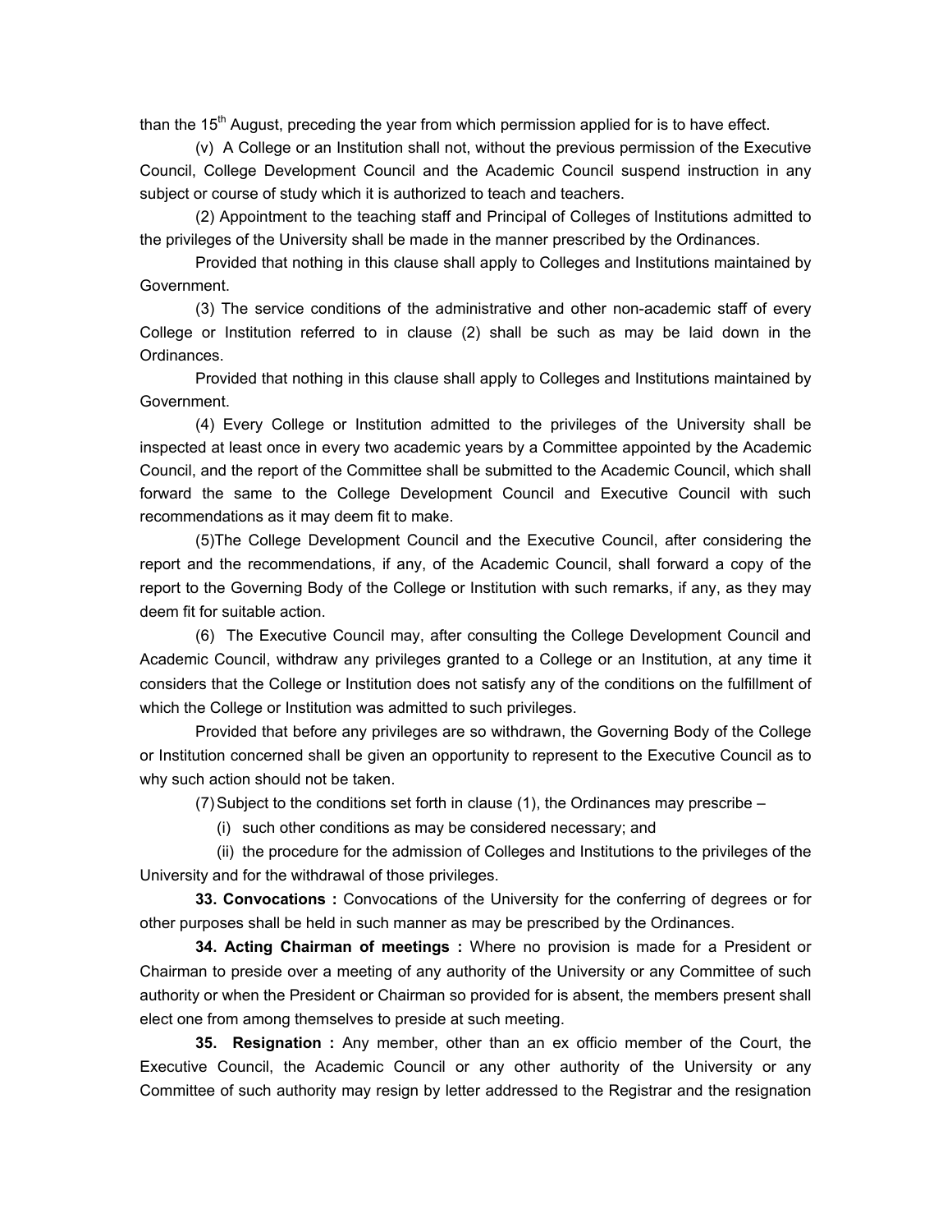than the 15th August, preceding the year from which permission applied for is to have effect.

(v) A College or an Institution shall not, without the previous permission of the Executive Council, College Development Council and the Academic Council suspend instruction in any subject or course of study which it is authorized to teach and teachers.

(2) Appointment to the teaching staff and Principal of Colleges of Institutions admitted to the privileges of the University shall be made in the manner prescribed by the Ordinances.

Provided that nothing in this clause shall apply to Colleges and Institutions maintained by Government.

(3) The service conditions of the administrative and other non-academic staff of every College or Institution referred to in clause (2) shall be such as may be laid down in the Ordinances.

Provided that nothing in this clause shall apply to Colleges and Institutions maintained by Government.

(4) Every College or Institution admitted to the privileges of the University shall be inspected at least once in every two academic years by a Committee appointed by the Academic Council, and the report of the Committee shall be submitted to the Academic Council, which shall forward the same to the College Development Council and Executive Council with such recommendations as it may deem fit to make.

(5)The College Development Council and the Executive Council, after considering the report and the recommendations, if any, of the Academic Council, shall forward a copy of the report to the Governing Body of the College or Institution with such remarks, if any, as they may deem fit for suitable action.

(6) The Executive Council may, after consulting the College Development Council and Academic Council, withdraw any privileges granted to a College or an Institution, at any time it considers that the College or Institution does not satisfy any of the conditions on the fulfillment of which the College or Institution was admitted to such privileges.

Provided that before any privileges are so withdrawn, the Governing Body of the College or Institution concerned shall be given an opportunity to represent to the Executive Council as to why such action should not be taken.

(7) Subject to the conditions set forth in clause (1), the Ordinances may prescribe –

(i) such other conditions as may be considered necessary; and

(ii) the procedure for the admission of Colleges and Institutions to the privileges of the University and for the withdrawal of those privileges.

**33. Convocations :** Convocations of the University for the conferring of degrees or for other purposes shall be held in such manner as may be prescribed by the Ordinances.

**34. Acting Chairman of meetings :** Where no provision is made for a President or Chairman to preside over a meeting of any authority of the University or any Committee of such authority or when the President or Chairman so provided for is absent, the members present shall elect one from among themselves to preside at such meeting.

**35. Resignation :** Any member, other than an ex officio member of the Court, the Executive Council, the Academic Council or any other authority of the University or any Committee of such authority may resign by letter addressed to the Registrar and the resignation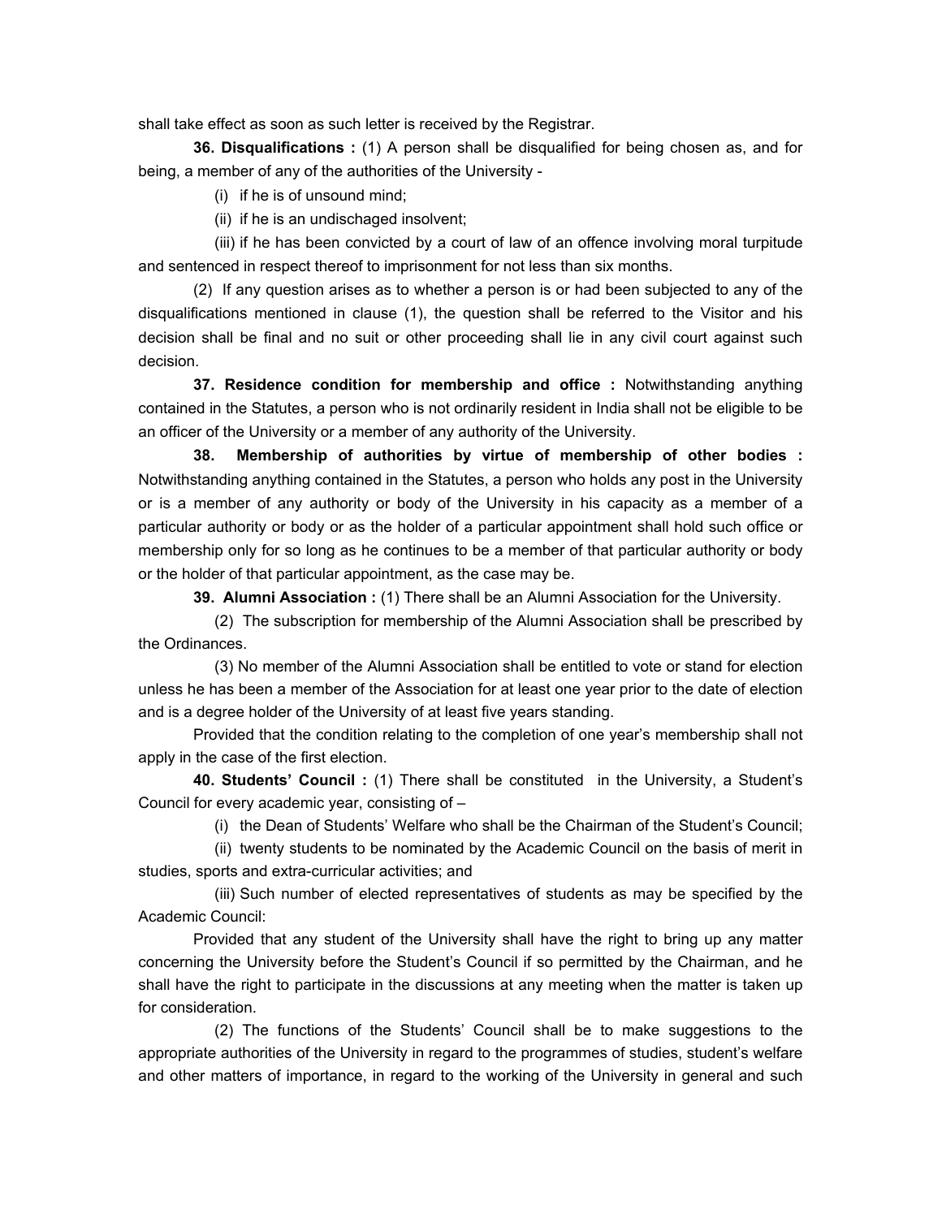shall take effect as soon as such letter is received by the Registrar.

**36. Disqualifications :** (1) A person shall be disqualified for being chosen as, and for being, a member of any of the authorities of the University -

(i) if he is of unsound mind;

(ii) if he is an undischaged insolvent;

(iii) if he has been convicted by a court of law of an offence involving moral turpitude and sentenced in respect thereof to imprisonment for not less than six months.

(2) If any question arises as to whether a person is or had been subjected to any of the disqualifications mentioned in clause (1), the question shall be referred to the Visitor and his decision shall be final and no suit or other proceeding shall lie in any civil court against such decision.

**37. Residence condition for membership and office :** Notwithstanding anything contained in the Statutes, a person who is not ordinarily resident in India shall not be eligible to be an officer of the University or a member of any authority of the University.

**38. Membership of authorities by virtue of membership of other bodies :** Notwithstanding anything contained in the Statutes, a person who holds any post in the University or is a member of any authority or body of the University in his capacity as a member of a particular authority or body or as the holder of a particular appointment shall hold such office or membership only for so long as he continues to be a member of that particular authority or body or the holder of that particular appointment, as the case may be.

**39. Alumni Association :** (1) There shall be an Alumni Association for the University.

(2) The subscription for membership of the Alumni Association shall be prescribed by the Ordinances.

(3) No member of the Alumni Association shall be entitled to vote or stand for election unless he has been a member of the Association for at least one year prior to the date of election and is a degree holder of the University of at least five years standing.

Provided that the condition relating to the completion of one year's membership shall not apply in the case of the first election.

**40. Students' Council :** (1) There shall be constituted in the University, a Student's Council for every academic year, consisting of –

(i) the Dean of Students' Welfare who shall be the Chairman of the Student's Council;

(ii) twenty students to be nominated by the Academic Council on the basis of merit in studies, sports and extra-curricular activities; and

(iii) Such number of elected representatives of students as may be specified by the Academic Council:

Provided that any student of the University shall have the right to bring up any matter concerning the University before the Student's Council if so permitted by the Chairman, and he shall have the right to participate in the discussions at any meeting when the matter is taken up for consideration.

(2) The functions of the Students' Council shall be to make suggestions to the appropriate authorities of the University in regard to the programmes of studies, student's welfare and other matters of importance, in regard to the working of the University in general and such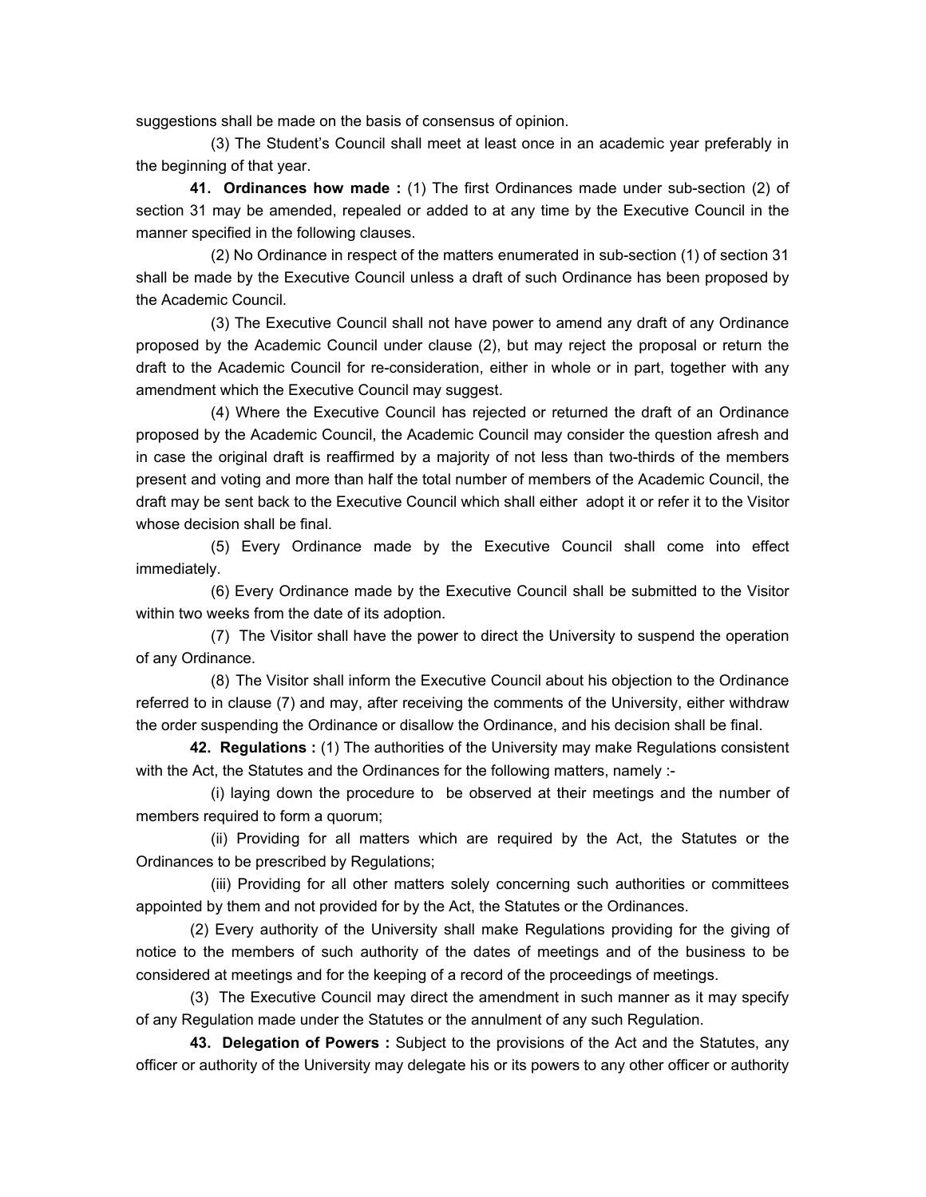suggestions shall be made on the basis of consensus of opinion.

(3) The Student's Council shall meet at least once in an academic year preferably in the beginning of that year.

**41. Ordinances how made :** (1) The first Ordinances made under sub-section (2) of section 31 may be amended, repealed or added to at any time by the Executive Council in the manner specified in the following clauses.

(2) No Ordinance in respect of the matters enumerated in sub-section (1) of section 31 shall be made by the Executive Council unless a draft of such Ordinance has been proposed by the Academic Council.

(3) The Executive Council shall not have power to amend any draft of any Ordinance proposed by the Academic Council under clause (2), but may reject the proposal or return the draft to the Academic Council for re-consideration, either in whole or in part, together with any amendment which the Executive Council may suggest.

(4) Where the Executive Council has rejected or returned the draft of an Ordinance proposed by the Academic Council, the Academic Council may consider the question afresh and in case the original draft is reaffirmed by a majority of not less than two-thirds of the members present and voting and more than half the total number of members of the Academic Council, the draft may be sent back to the Executive Council which shall either adopt it or refer it to the Visitor whose decision shall be final.

(5) Every Ordinance made by the Executive Council shall come into effect immediately.

(6) Every Ordinance made by the Executive Council shall be submitted to the Visitor within two weeks from the date of its adoption.

(7) The Visitor shall have the power to direct the University to suspend the operation of any Ordinance.

(8) The Visitor shall inform the Executive Council about his objection to the Ordinance referred to in clause (7) and may, after receiving the comments of the University, either withdraw the order suspending the Ordinance or disallow the Ordinance, and his decision shall be final.

**42. Regulations :** (1) The authorities of the University may make Regulations consistent with the Act, the Statutes and the Ordinances for the following matters, namely :-

(i) laying down the procedure to be observed at their meetings and the number of members required to form a quorum;

(ii) Providing for all matters which are required by the Act, the Statutes or the Ordinances to be prescribed by Regulations;

(iii) Providing for all other matters solely concerning such authorities or committees appointed by them and not provided for by the Act, the Statutes or the Ordinances.

(2) Every authority of the University shall make Regulations providing for the giving of notice to the members of such authority of the dates of meetings and of the business to be considered at meetings and for the keeping of a record of the proceedings of meetings.

(3) The Executive Council may direct the amendment in such manner as it may specify of any Regulation made under the Statutes or the annulment of any such Regulation.

**43. Delegation of Powers :** Subject to the provisions of the Act and the Statutes, any officer or authority of the University may delegate his or its powers to any other officer or authority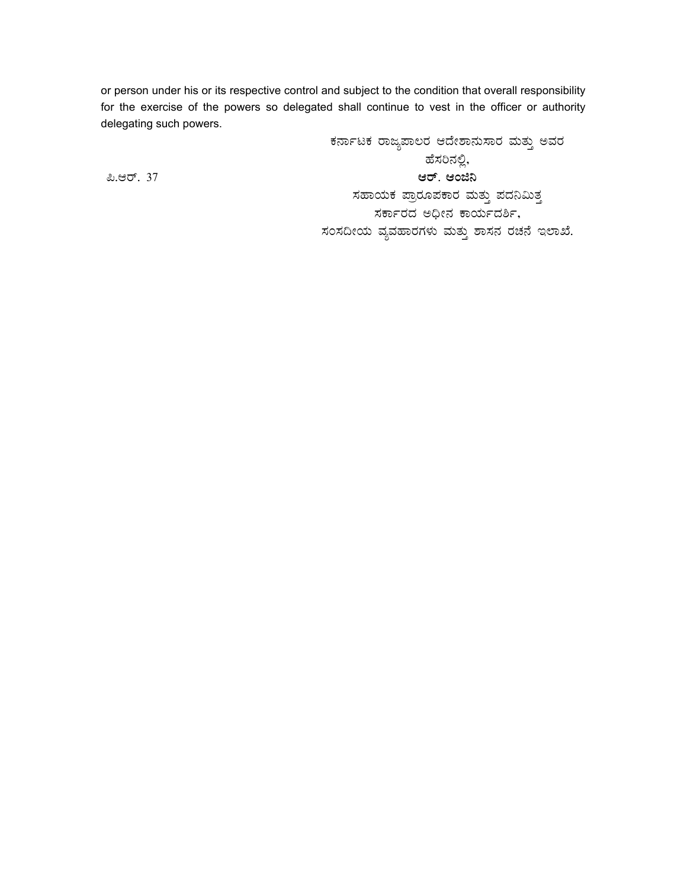or person under his or its respective control and subject to the condition that overall responsibility for the exercise of the powers so delegated shall continue to vest in the officer or authority delegating such powers.

ಕರ್ನಾಟಕ ರಾಜ್ಯಪಾಲರ ಆದೇಶಾನುಸಾರ ಮತ್ತು ಅವರ ಹೆಸರಿನಲ್ಲಿ,

ಪಿ.ಆರ್. 37

**ಆರ್. ಆಂಜಿನಿ**

ಸಹಾಯಕ ಪ್ರಾರೂಪಕಾರ ಮತ್ತು ಪದನಿಮಿತ್ತ ಸರ್ಕಾರದ ಅಧೀನ ಕಾರ್ಯದರ್ಶಿ,

ಸಂಸದೀಯ ವ್ಯವಹಾರಗಳು ಮತ್ತು ಶಾಸನ ರಚನೆ ಇಲಾಖೆ.